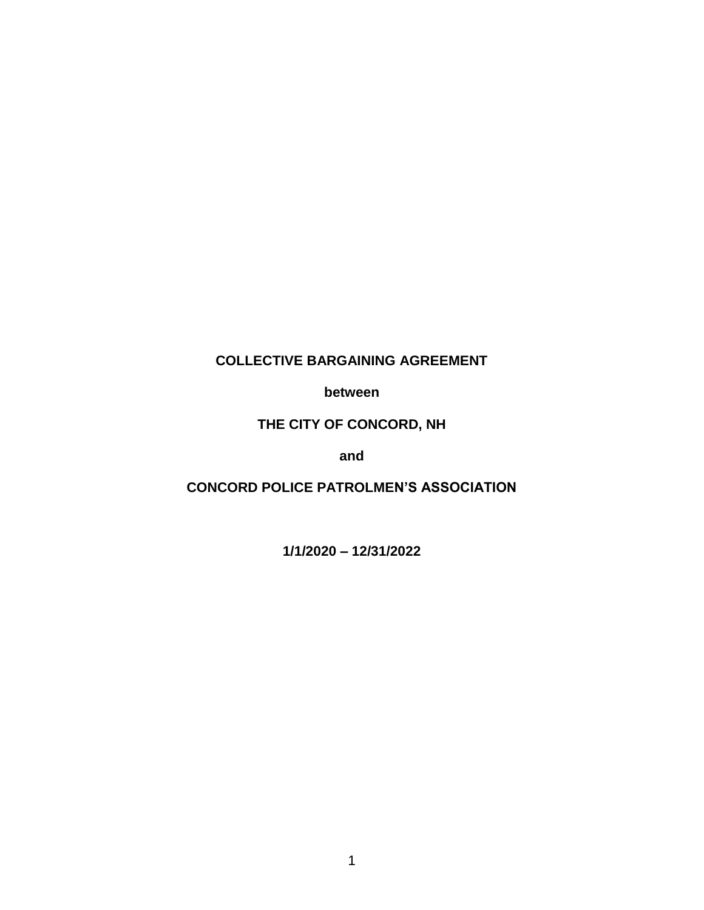**COLLECTIVE BARGAINING AGREEMENT**

**between**

**THE CITY OF CONCORD, NH**

**and**

**CONCORD POLICE PATROLMEN'S ASSOCIATION**

**1/1/2020 – 12/31/2022**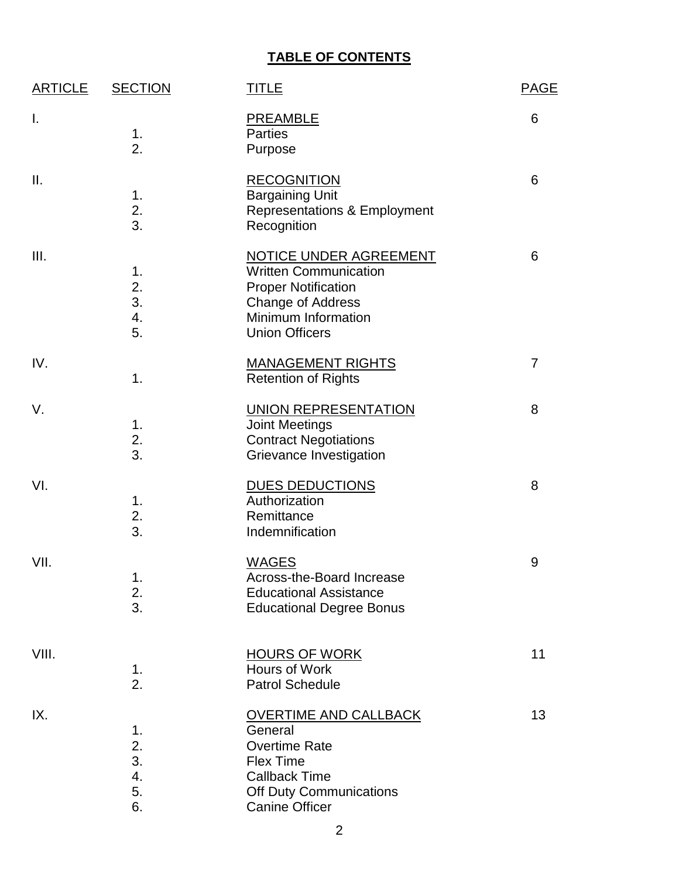**TABLE OF CONTENTS**

| ARTICLE | SECTION | TITLE | PAGE |
|---|---|---|---|
| I. | | PREAMBLE | 6 |
| | 1. | Parties | |
| | 2. | Purpose | |
| II. | | RECOGNITION | 6 |
| | 1. | Bargaining Unit | |
| | 2. | Representations & Employment | |
| | 3. | Recognition | |
| III. | | NOTICE UNDER AGREEMENT | 6 |
| | 1. | Written Communication | |
| | 2. | Proper Notification | |
| | 3. | Change of Address | |
| | 4. | Minimum Information | |
| | 5. | Union Officers | |
| IV. | | MANAGEMENT RIGHTS | 7 |
| | 1. | Retention of Rights | |
| V. | | UNION REPRESENTATION | 8 |
| | 1. | Joint Meetings | |
| | 2. | Contract Negotiations | |
| | 3. | Grievance Investigation | |
| VI. | | DUES DEDUCTIONS | 8 |
| | 1. | Authorization | |
| | 2. | Remittance | |
| | 3. | Indemnification | |
| VII. | | WAGES | 9 |
| | 1. | Across-the-Board Increase | |
| | 2. | Educational Assistance | |
| | 3. | Educational Degree Bonus | |
| VIII. | | HOURS OF WORK | 11 |
| | 1. | Hours of Work | |
| | 2. | Patrol Schedule | |
| IX. | | OVERTIME AND CALLBACK | 13 |
| | 1. | General | |
| | 2. | Overtime Rate | |
| | 3. | Flex Time | |
| | 4. | Callback Time | |
| | 5. | Off Duty Communications | |
| | 6. | Canine Officer | |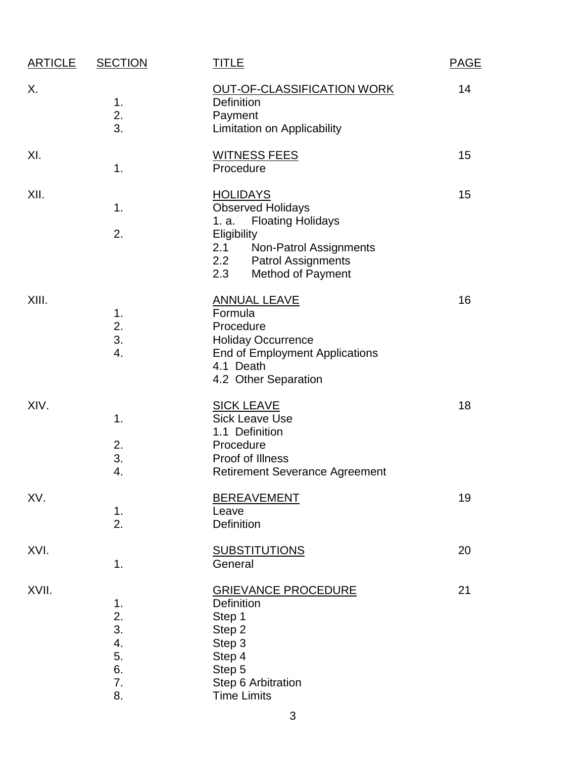| ARTICLE | SECTION | TITLE | PAGE |
|---|---|---|---|
| X. | | OUT-OF-CLASSIFICATION WORK | 14 |
| | 1. | Definition | |
| | 2. | Payment | |
| | 3. | Limitation on Applicability | |
| XI. | | WITNESS FEES | 15 |
| | 1. | Procedure | |
| XII. | | HOLIDAYS | 15 |
| | 1. | Observed Holidays | |
| | | 1. a. Floating Holidays | |
| | 2. | Eligibility | |
| | | 2.1 Non-Patrol Assignments | |
| | | 2.2 Patrol Assignments | |
| | | 2.3 Method of Payment | |
| XIII. | | ANNUAL LEAVE | 16 |
| | 1. | Formula | |
| | 2. | Procedure | |
| | 3. | Holiday Occurrence | |
| | 4. | End of Employment Applications | |
| | | 4.1 Death | |
| | | 4.2 Other Separation | |
| XIV. | | SICK LEAVE | 18 |
| | 1. | Sick Leave Use | |
| | | 1.1 Definition | |
| | 2. | Procedure | |
| | 3. | Proof of Illness | |
| | 4. | Retirement Severance Agreement | |
| XV. | | BEREAVEMENT | 19 |
| | 1. | Leave | |
| | 2. | Definition | |
| XVI. | | SUBSTITUTIONS | 20 |
| | 1. | General | |
| XVII. | | GRIEVANCE PROCEDURE | 21 |
| | 1. | Definition | |
| | 2. | Step 1 | |
| | 3. | Step 2 | |
| | 4. | Step 3 | |
| | 5. | Step 4 | |
| | 6. | Step 5 | |
| | 7. | Step 6 Arbitration | |
| | 8. | Time Limits | |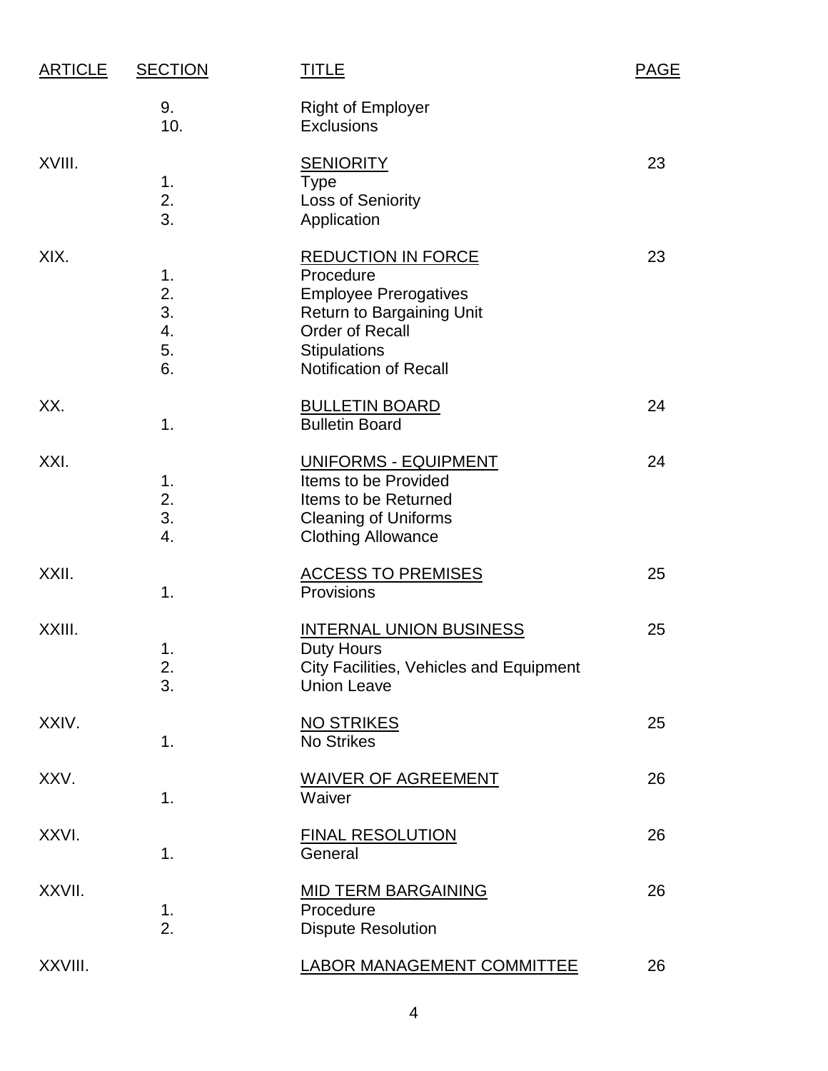| ARTICLE | SECTION | TITLE | PAGE |
|---|---|---|---|
| | 9. | Right of Employer | |
| | 10. | Exclusions | |
| XVIII. | | SENIORITY | 23 |
| | 1. | Type | |
| | 2. | Loss of Seniority | |
| | 3. | Application | |
| XIX. | | REDUCTION IN FORCE | 23 |
| | 1. | Procedure | |
| | 2. | Employee Prerogatives | |
| | 3. | Return to Bargaining Unit | |
| | 4. | Order of Recall | |
| | 5. | Stipulations | |
| | 6. | Notification of Recall | |
| XX. | | BULLETIN BOARD | 24 |
| | 1. | Bulletin Board | |
| XXI. | | UNIFORMS - EQUIPMENT | 24 |
| | 1. | Items to be Provided | |
| | 2. | Items to be Returned | |
| | 3. | Cleaning of Uniforms | |
| | 4. | Clothing Allowance | |
| XXII. | | ACCESS TO PREMISES | 25 |
| | 1. | Provisions | |
| XXIII. | | INTERNAL UNION BUSINESS | 25 |
| | 1. | Duty Hours | |
| | 2. | City Facilities, Vehicles and Equipment | |
| | 3. | Union Leave | |
| XXIV. | | NO STRIKES | 25 |
| | 1. | No Strikes | |
| XXV. | | WAIVER OF AGREEMENT | 26 |
| | 1. | Waiver | |
| XXVI. | | FINAL RESOLUTION | 26 |
| | 1. | General | |
| XXVII. | | MID TERM BARGAINING | 26 |
| | 1. | Procedure | |
| | 2. | Dispute Resolution | |
| XXVIII. | | LABOR MANAGEMENT COMMITTEE | 26 |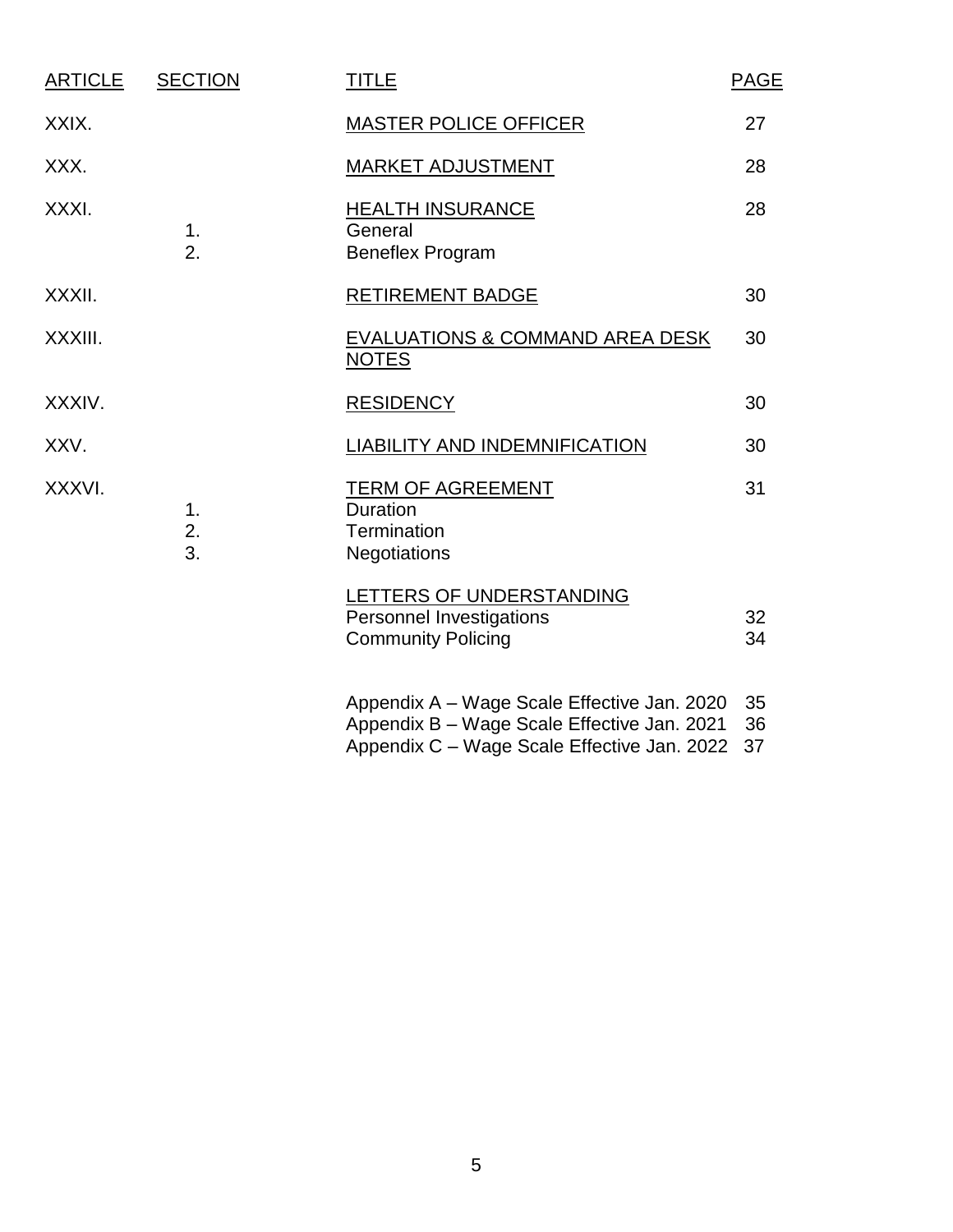| ARTICLE | SECTION | TITLE | PAGE |
| --- | --- | --- | --- |
| XXIX. | | MASTER POLICE OFFICER | 27 |
| XXX. | | MARKET ADJUSTMENT | 28 |
| XXXI. | | HEALTH INSURANCE | 28 |
| | 1. | General | |
| | 2. | Beneflex Program | |
| XXXII. | | RETIREMENT BADGE | 30 |
| XXXIII. | | EVALUATIONS & COMMAND AREA DESK NOTES | 30 |
| XXXIV. | | RESIDENCY | 30 |
| XXV. | | LIABILITY AND INDEMNIFICATION | 30 |
| XXXVI. | | TERM OF AGREEMENT | 31 |
| | 1. | Duration | |
| | 2. | Termination | |
| | 3. | Negotiations | |
| | | LETTERS OF UNDERSTANDING | |
| | | Personnel Investigations | 32 |
| | | Community Policing | 34 |
| | | Appendix A – Wage Scale Effective Jan. 2020 | 35 |
| | | Appendix B – Wage Scale Effective Jan. 2021 | 36 |
| | | Appendix C – Wage Scale Effective Jan. 2022 | 37 |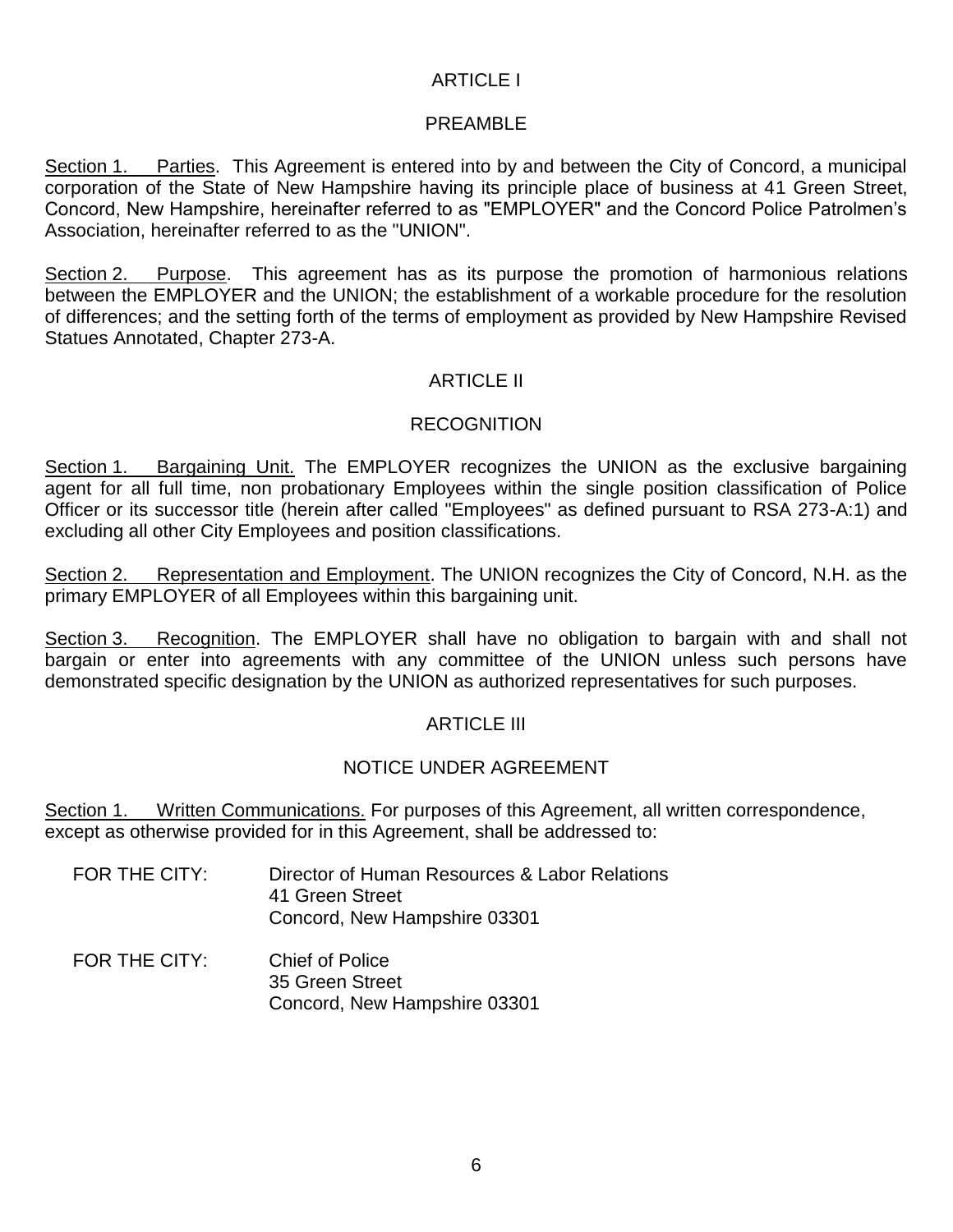## ARTICLE I

## PREAMBLE

Section 1. Parties. This Agreement is entered into by and between the City of Concord, a municipal corporation of the State of New Hampshire having its principle place of business at 41 Green Street, Concord, New Hampshire, hereinafter referred to as "EMPLOYER" and the Concord Police Patrolmen's Association, hereinafter referred to as the "UNION".

Section 2. Purpose. This agreement has as its purpose the promotion of harmonious relations between the EMPLOYER and the UNION; the establishment of a workable procedure for the resolution of differences; and the setting forth of the terms of employment as provided by New Hampshire Revised Statues Annotated, Chapter 273-A.

## ARTICLE II

## RECOGNITION

Section 1. Bargaining Unit. The EMPLOYER recognizes the UNION as the exclusive bargaining agent for all full time, non probationary Employees within the single position classification of Police Officer or its successor title (herein after called "Employees" as defined pursuant to RSA 273-A:1) and excluding all other City Employees and position classifications.

Section 2. Representation and Employment. The UNION recognizes the City of Concord, N.H. as the primary EMPLOYER of all Employees within this bargaining unit.

Section 3. Recognition. The EMPLOYER shall have no obligation to bargain with and shall not bargain or enter into agreements with any committee of the UNION unless such persons have demonstrated specific designation by the UNION as authorized representatives for such purposes.

## ARTICLE III

## NOTICE UNDER AGREEMENT

Section 1. Written Communications. For purposes of this Agreement, all written correspondence, except as otherwise provided for in this Agreement, shall be addressed to:

FOR THE CITY: Director of Human Resources & Labor Relations
41 Green Street
Concord, New Hampshire 03301

FOR THE CITY: Chief of Police
35 Green Street
Concord, New Hampshire 03301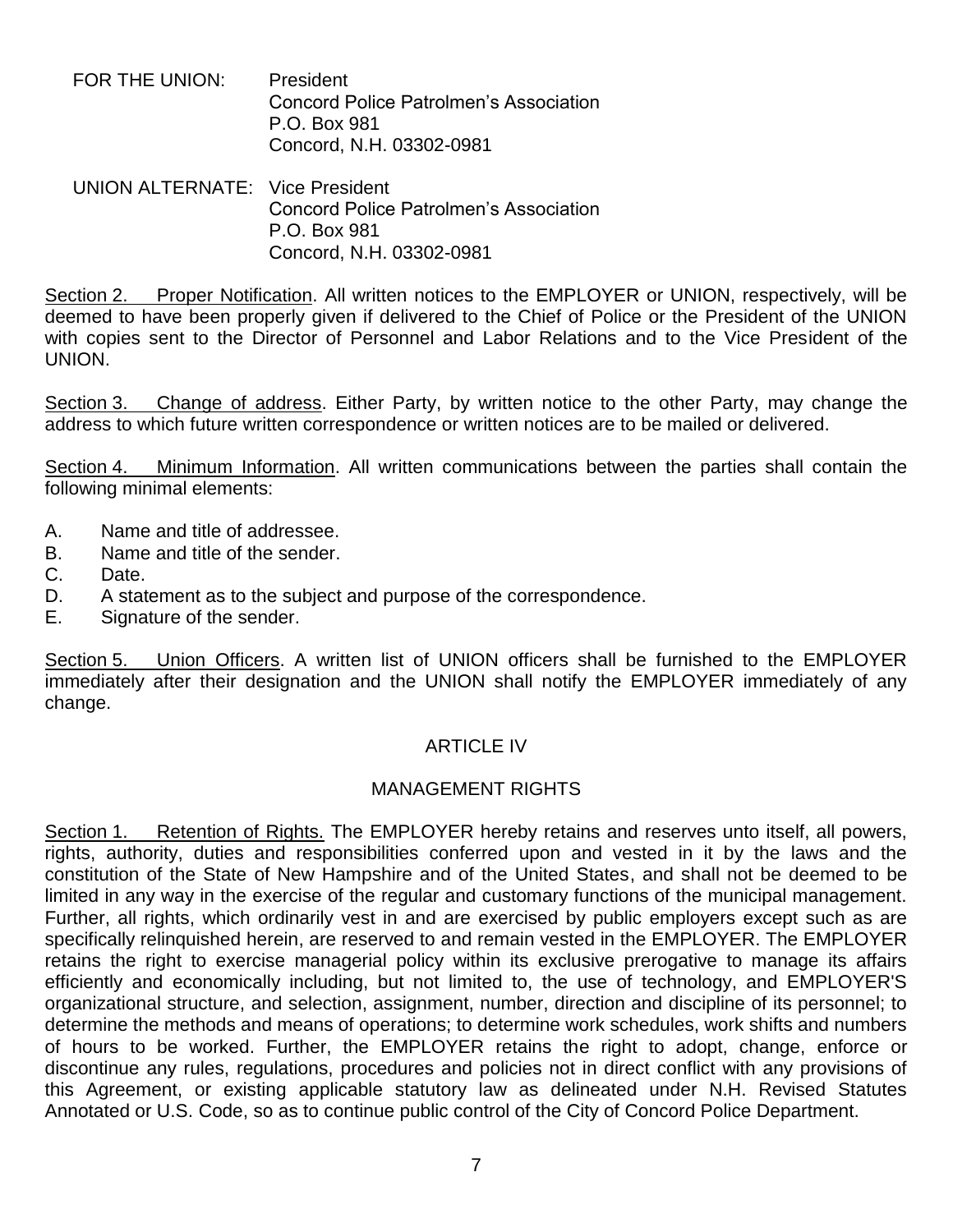FOR THE UNION: President
Concord Police Patrolmen's Association
P.O. Box 981
Concord, N.H. 03302-0981

UNION ALTERNATE: Vice President
Concord Police Patrolmen's Association
P.O. Box 981
Concord, N.H. 03302-0981

<u>Section 2. Proper Notification</u>. All written notices to the EMPLOYER or UNION, respectively, will be deemed to have been properly given if delivered to the Chief of Police or the President of the UNION with copies sent to the Director of Personnel and Labor Relations and to the Vice President of the UNION.

<u>Section 3. Change of address</u>. Either Party, by written notice to the other Party, may change the address to which future written correspondence or written notices are to be mailed or delivered.

<u>Section 4. Minimum Information</u>. All written communications between the parties shall contain the following minimal elements:

A. Name and title of addressee.
B. Name and title of the sender.
C. Date.
D. A statement as to the subject and purpose of the correspondence.
E. Signature of the sender.

<u>Section 5. Union Officers</u>. A written list of UNION officers shall be furnished to the EMPLOYER immediately after their designation and the UNION shall notify the EMPLOYER immediately of any change.

## ARTICLE IV

## MANAGEMENT RIGHTS

<u>Section 1. Retention of Rights.</u> The EMPLOYER hereby retains and reserves unto itself, all powers, rights, authority, duties and responsibilities conferred upon and vested in it by the laws and the constitution of the State of New Hampshire and of the United States, and shall not be deemed to be limited in any way in the exercise of the regular and customary functions of the municipal management. Further, all rights, which ordinarily vest in and are exercised by public employers except such as are specifically relinquished herein, are reserved to and remain vested in the EMPLOYER. The EMPLOYER retains the right to exercise managerial policy within its exclusive prerogative to manage its affairs efficiently and economically including, but not limited to, the use of technology, and EMPLOYER'S organizational structure, and selection, assignment, number, direction and discipline of its personnel; to determine the methods and means of operations; to determine work schedules, work shifts and numbers of hours to be worked. Further, the EMPLOYER retains the right to adopt, change, enforce or discontinue any rules, regulations, procedures and policies not in direct conflict with any provisions of this Agreement, or existing applicable statutory law as delineated under N.H. Revised Statutes Annotated or U.S. Code, so as to continue public control of the City of Concord Police Department.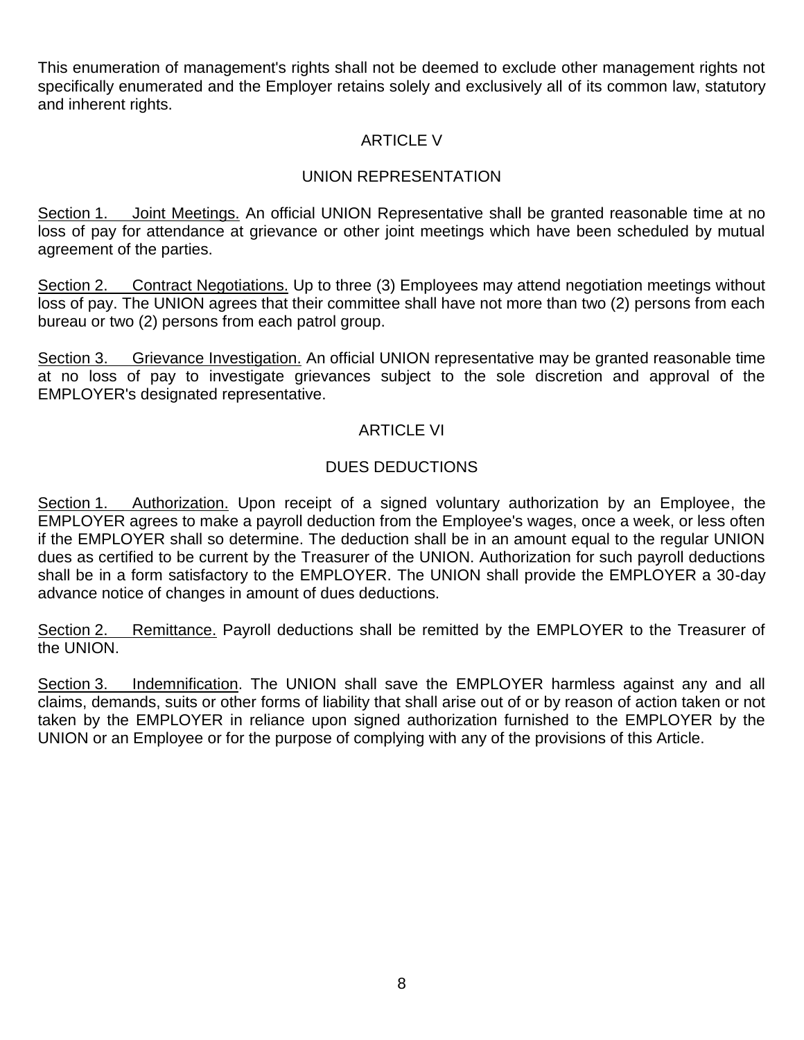This enumeration of management's rights shall not be deemed to exclude other management rights not specifically enumerated and the Employer retains solely and exclusively all of its common law, statutory and inherent rights.

## ARTICLE V

## UNION REPRESENTATION

Section 1. Joint Meetings. An official UNION Representative shall be granted reasonable time at no loss of pay for attendance at grievance or other joint meetings which have been scheduled by mutual agreement of the parties.

Section 2. Contract Negotiations. Up to three (3) Employees may attend negotiation meetings without loss of pay. The UNION agrees that their committee shall have not more than two (2) persons from each bureau or two (2) persons from each patrol group.

Section 3. Grievance Investigation. An official UNION representative may be granted reasonable time at no loss of pay to investigate grievances subject to the sole discretion and approval of the EMPLOYER's designated representative.

## ARTICLE VI

## DUES DEDUCTIONS

Section 1. Authorization. Upon receipt of a signed voluntary authorization by an Employee, the EMPLOYER agrees to make a payroll deduction from the Employee's wages, once a week, or less often if the EMPLOYER shall so determine. The deduction shall be in an amount equal to the regular UNION dues as certified to be current by the Treasurer of the UNION. Authorization for such payroll deductions shall be in a form satisfactory to the EMPLOYER. The UNION shall provide the EMPLOYER a 30-day advance notice of changes in amount of dues deductions.

Section 2. Remittance. Payroll deductions shall be remitted by the EMPLOYER to the Treasurer of the UNION.

Section 3. Indemnification. The UNION shall save the EMPLOYER harmless against any and all claims, demands, suits or other forms of liability that shall arise out of or by reason of action taken or not taken by the EMPLOYER in reliance upon signed authorization furnished to the EMPLOYER by the UNION or an Employee or for the purpose of complying with any of the provisions of this Article.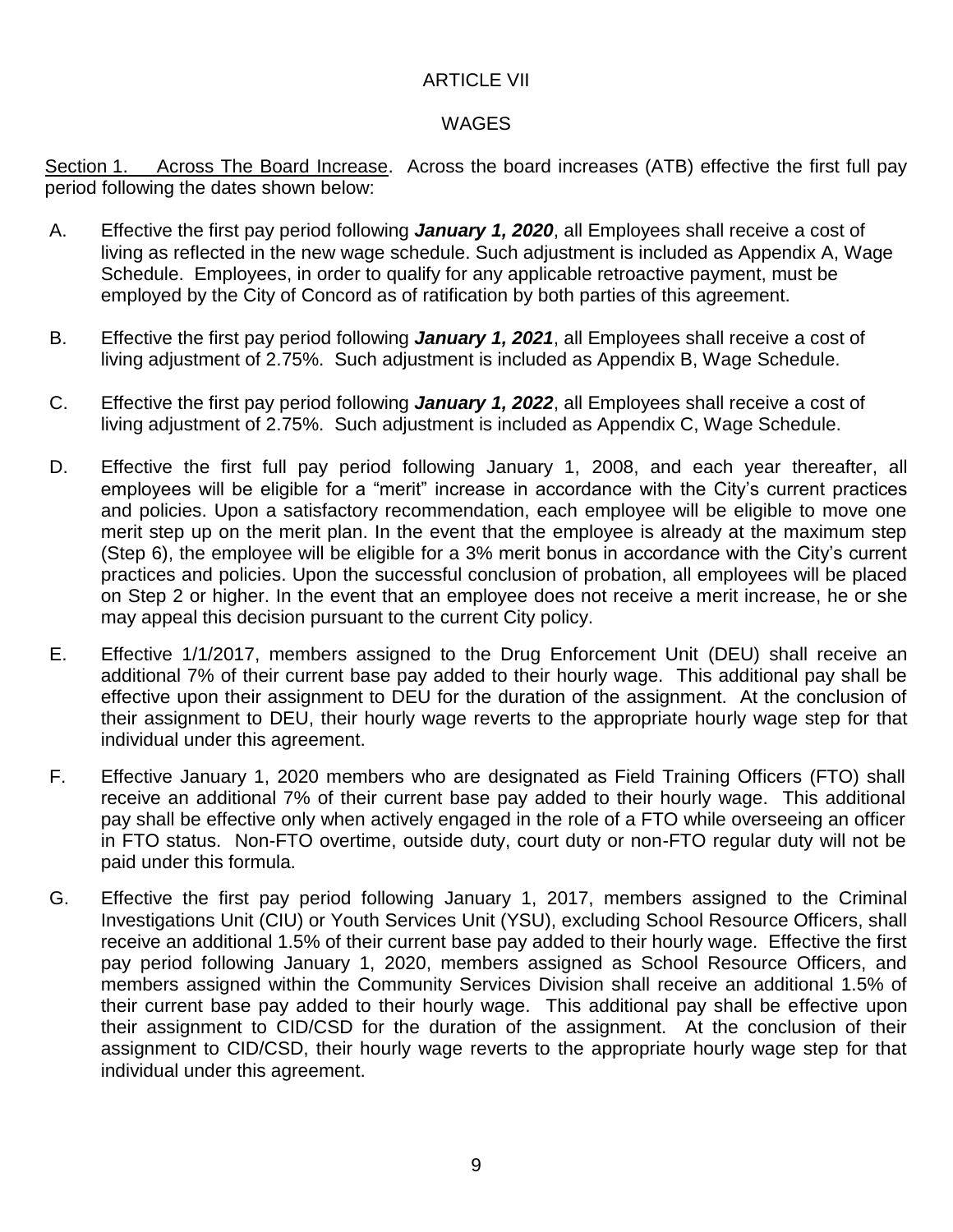# ARTICLE VII

## WAGES

<u>Section 1.</u> <u>Across The Board Increase</u>. Across the board increases (ATB) effective the first full pay period following the dates shown below:

A. Effective the first pay period following ***January 1, 2020***, all Employees shall receive a cost of living as reflected in the new wage schedule. Such adjustment is included as Appendix A, Wage Schedule. Employees, in order to qualify for any applicable retroactive payment, must be employed by the City of Concord as of ratification by both parties of this agreement.

B. Effective the first pay period following ***January 1, 2021***, all Employees shall receive a cost of living adjustment of 2.75%. Such adjustment is included as Appendix B, Wage Schedule.

C. Effective the first pay period following ***January 1, 2022***, all Employees shall receive a cost of living adjustment of 2.75%. Such adjustment is included as Appendix C, Wage Schedule.

D. Effective the first full pay period following January 1, 2008, and each year thereafter, all employees will be eligible for a "merit" increase in accordance with the City's current practices and policies. Upon a satisfactory recommendation, each employee will be eligible to move one merit step up on the merit plan. In the event that the employee is already at the maximum step (Step 6), the employee will be eligible for a 3% merit bonus in accordance with the City's current practices and policies. Upon the successful conclusion of probation, all employees will be placed on Step 2 or higher. In the event that an employee does not receive a merit increase, he or she may appeal this decision pursuant to the current City policy.

E. Effective 1/1/2017, members assigned to the Drug Enforcement Unit (DEU) shall receive an additional 7% of their current base pay added to their hourly wage. This additional pay shall be effective upon their assignment to DEU for the duration of the assignment. At the conclusion of their assignment to DEU, their hourly wage reverts to the appropriate hourly wage step for that individual under this agreement.

F. Effective January 1, 2020 members who are designated as Field Training Officers (FTO) shall receive an additional 7% of their current base pay added to their hourly wage. This additional pay shall be effective only when actively engaged in the role of a FTO while overseeing an officer in FTO status. Non-FTO overtime, outside duty, court duty or non-FTO regular duty will not be paid under this formula.

G. Effective the first pay period following January 1, 2017, members assigned to the Criminal Investigations Unit (CIU) or Youth Services Unit (YSU), excluding School Resource Officers, shall receive an additional 1.5% of their current base pay added to their hourly wage. Effective the first pay period following January 1, 2020, members assigned as School Resource Officers, and members assigned within the Community Services Division shall receive an additional 1.5% of their current base pay added to their hourly wage. This additional pay shall be effective upon their assignment to CID/CSD for the duration of the assignment. At the conclusion of their assignment to CID/CSD, their hourly wage reverts to the appropriate hourly wage step for that individual under this agreement.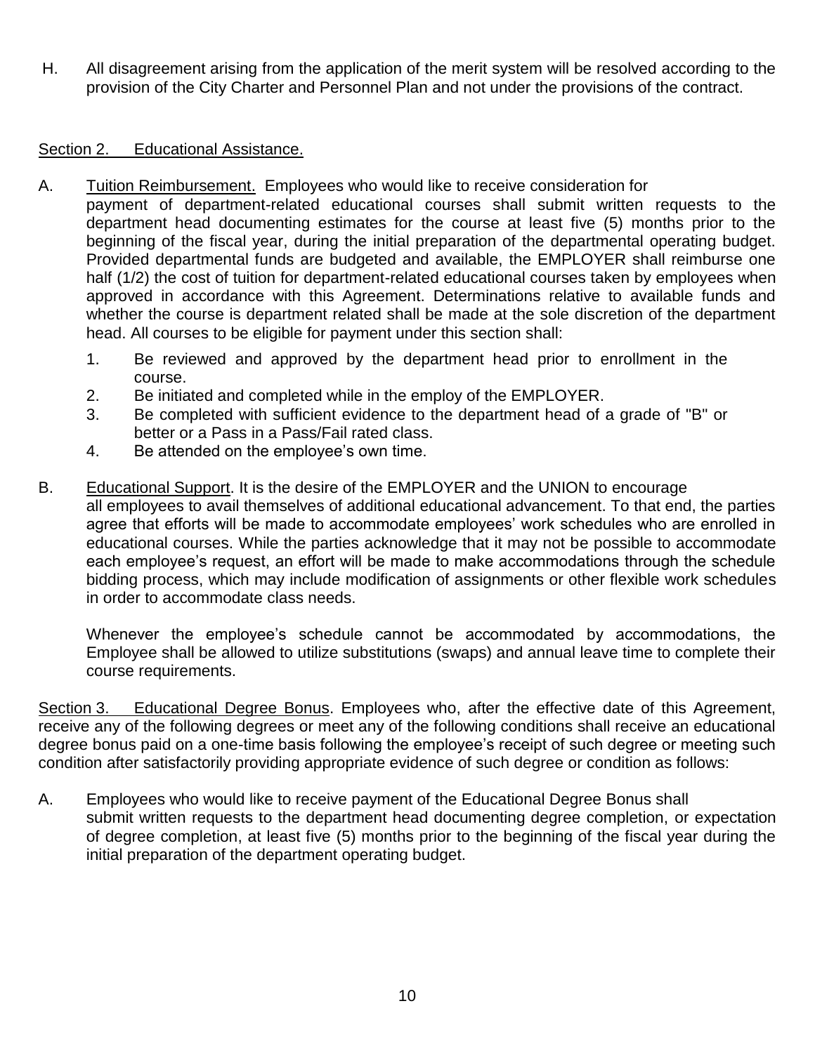H. All disagreement arising from the application of the merit system will be resolved according to the provision of the City Charter and Personnel Plan and not under the provisions of the contract.

<u>Section 2. Educational Assistance.</u>

A. <u>Tuition Reimbursement.</u> Employees who would like to receive consideration for payment of department-related educational courses shall submit written requests to the department head documenting estimates for the course at least five (5) months prior to the beginning of the fiscal year, during the initial preparation of the departmental operating budget. Provided departmental funds are budgeted and available, the EMPLOYER shall reimburse one half (1/2) the cost of tuition for department-related educational courses taken by employees when approved in accordance with this Agreement. Determinations relative to available funds and whether the course is department related shall be made at the sole discretion of the department head. All courses to be eligible for payment under this section shall:

   1. Be reviewed and approved by the department head prior to enrollment in the course.
   2. Be initiated and completed while in the employ of the EMPLOYER.
   3. Be completed with sufficient evidence to the department head of a grade of "B" or better or a Pass in a Pass/Fail rated class.
   4. Be attended on the employee's own time.

B. <u>Educational Support</u>. It is the desire of the EMPLOYER and the UNION to encourage all employees to avail themselves of additional educational advancement. To that end, the parties agree that efforts will be made to accommodate employees' work schedules who are enrolled in educational courses. While the parties acknowledge that it may not be possible to accommodate each employee's request, an effort will be made to make accommodations through the schedule bidding process, which may include modification of assignments or other flexible work schedules in order to accommodate class needs.

   Whenever the employee's schedule cannot be accommodated by accommodations, the Employee shall be allowed to utilize substitutions (swaps) and annual leave time to complete their course requirements.

<u>Section 3. Educational Degree Bonus</u>. Employees who, after the effective date of this Agreement, receive any of the following degrees or meet any of the following conditions shall receive an educational degree bonus paid on a one-time basis following the employee's receipt of such degree or meeting such condition after satisfactorily providing appropriate evidence of such degree or condition as follows:

A. Employees who would like to receive payment of the Educational Degree Bonus shall submit written requests to the department head documenting degree completion, or expectation of degree completion, at least five (5) months prior to the beginning of the fiscal year during the initial preparation of the department operating budget.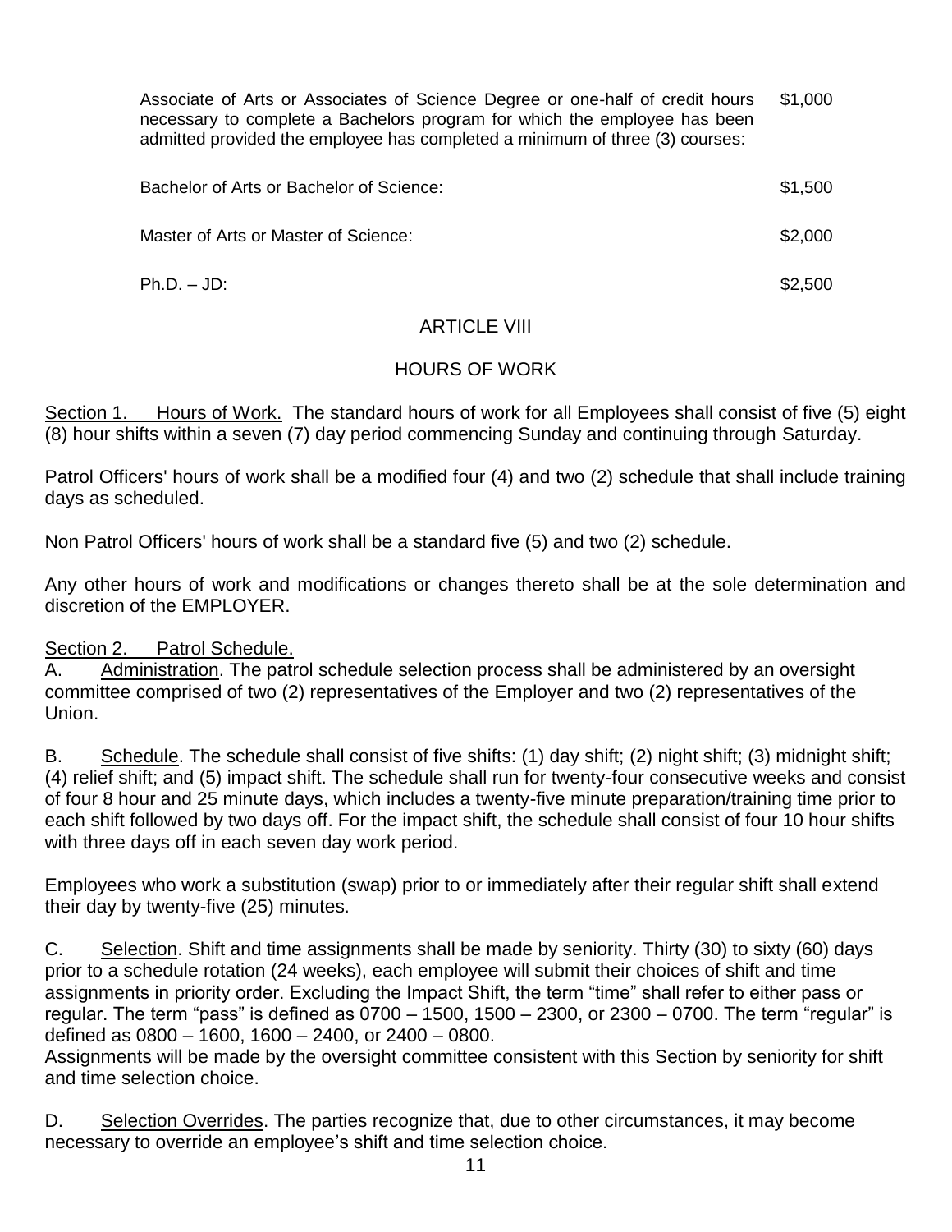| | |
|---|---|
| Associate of Arts or Associates of Science Degree or one-half of credit hours necessary to complete a Bachelors program for which the employee has been admitted provided the employee has completed a minimum of three (3) courses: | $1,000 |
| Bachelor of Arts or Bachelor of Science: | $1,500 |
| Master of Arts or Master of Science: | $2,000 |
| Ph.D. – JD: | $2,500 |

## ARTICLE VIII

## HOURS OF WORK

Section 1. Hours of Work. The standard hours of work for all Employees shall consist of five (5) eight (8) hour shifts within a seven (7) day period commencing Sunday and continuing through Saturday.

Patrol Officers' hours of work shall be a modified four (4) and two (2) schedule that shall include training days as scheduled.

Non Patrol Officers' hours of work shall be a standard five (5) and two (2) schedule.

Any other hours of work and modifications or changes thereto shall be at the sole determination and discretion of the EMPLOYER.

Section 2. Patrol Schedule.

A. Administration. The patrol schedule selection process shall be administered by an oversight committee comprised of two (2) representatives of the Employer and two (2) representatives of the Union.

B. Schedule. The schedule shall consist of five shifts: (1) day shift; (2) night shift; (3) midnight shift; (4) relief shift; and (5) impact shift. The schedule shall run for twenty-four consecutive weeks and consist of four 8 hour and 25 minute days, which includes a twenty-five minute preparation/training time prior to each shift followed by two days off. For the impact shift, the schedule shall consist of four 10 hour shifts with three days off in each seven day work period.

Employees who work a substitution (swap) prior to or immediately after their regular shift shall extend their day by twenty-five (25) minutes.

C. Selection. Shift and time assignments shall be made by seniority. Thirty (30) to sixty (60) days prior to a schedule rotation (24 weeks), each employee will submit their choices of shift and time assignments in priority order. Excluding the Impact Shift, the term "time" shall refer to either pass or regular. The term "pass" is defined as 0700 – 1500, 1500 – 2300, or 2300 – 0700. The term "regular" is defined as 0800 – 1600, 1600 – 2400, or 2400 – 0800.

Assignments will be made by the oversight committee consistent with this Section by seniority for shift and time selection choice.

D. Selection Overrides. The parties recognize that, due to other circumstances, it may become necessary to override an employee's shift and time selection choice.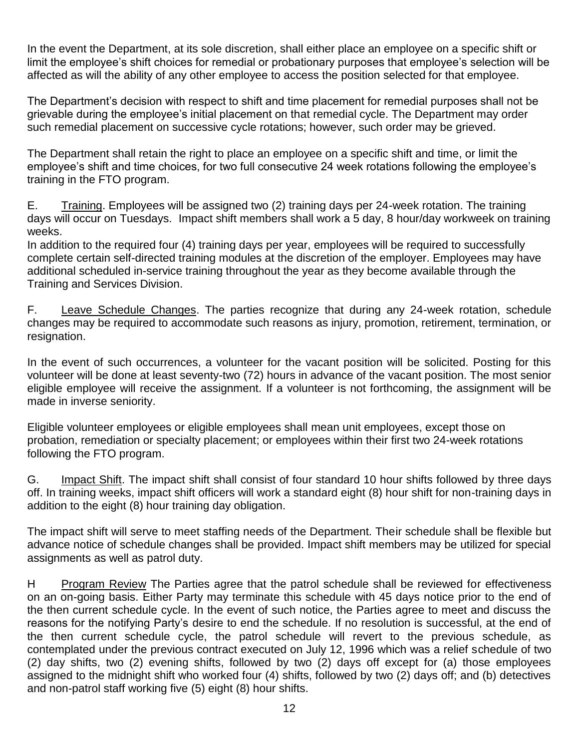In the event the Department, at its sole discretion, shall either place an employee on a specific shift or limit the employee's shift choices for remedial or probationary purposes that employee's selection will be affected as will the ability of any other employee to access the position selected for that employee.

The Department's decision with respect to shift and time placement for remedial purposes shall not be grievable during the employee's initial placement on that remedial cycle. The Department may order such remedial placement on successive cycle rotations; however, such order may be grieved.

The Department shall retain the right to place an employee on a specific shift and time, or limit the employee's shift and time choices, for two full consecutive 24 week rotations following the employee's training in the FTO program.

E. Training. Employees will be assigned two (2) training days per 24-week rotation. The training days will occur on Tuesdays. Impact shift members shall work a 5 day, 8 hour/day workweek on training weeks.

In addition to the required four (4) training days per year, employees will be required to successfully complete certain self-directed training modules at the discretion of the employer. Employees may have additional scheduled in-service training throughout the year as they become available through the Training and Services Division.

F. Leave Schedule Changes. The parties recognize that during any 24-week rotation, schedule changes may be required to accommodate such reasons as injury, promotion, retirement, termination, or resignation.

In the event of such occurrences, a volunteer for the vacant position will be solicited. Posting for this volunteer will be done at least seventy-two (72) hours in advance of the vacant position. The most senior eligible employee will receive the assignment. If a volunteer is not forthcoming, the assignment will be made in inverse seniority.

Eligible volunteer employees or eligible employees shall mean unit employees, except those on probation, remediation or specialty placement; or employees within their first two 24-week rotations following the FTO program.

G. Impact Shift. The impact shift shall consist of four standard 10 hour shifts followed by three days off. In training weeks, impact shift officers will work a standard eight (8) hour shift for non-training days in addition to the eight (8) hour training day obligation.

The impact shift will serve to meet staffing needs of the Department. Their schedule shall be flexible but advance notice of schedule changes shall be provided. Impact shift members may be utilized for special assignments as well as patrol duty.

H Program Review The Parties agree that the patrol schedule shall be reviewed for effectiveness on an on-going basis. Either Party may terminate this schedule with 45 days notice prior to the end of the then current schedule cycle. In the event of such notice, the Parties agree to meet and discuss the reasons for the notifying Party's desire to end the schedule. If no resolution is successful, at the end of the then current schedule cycle, the patrol schedule will revert to the previous schedule, as contemplated under the previous contract executed on July 12, 1996 which was a relief schedule of two (2) day shifts, two (2) evening shifts, followed by two (2) days off except for (a) those employees assigned to the midnight shift who worked four (4) shifts, followed by two (2) days off; and (b) detectives and non-patrol staff working five (5) eight (8) hour shifts.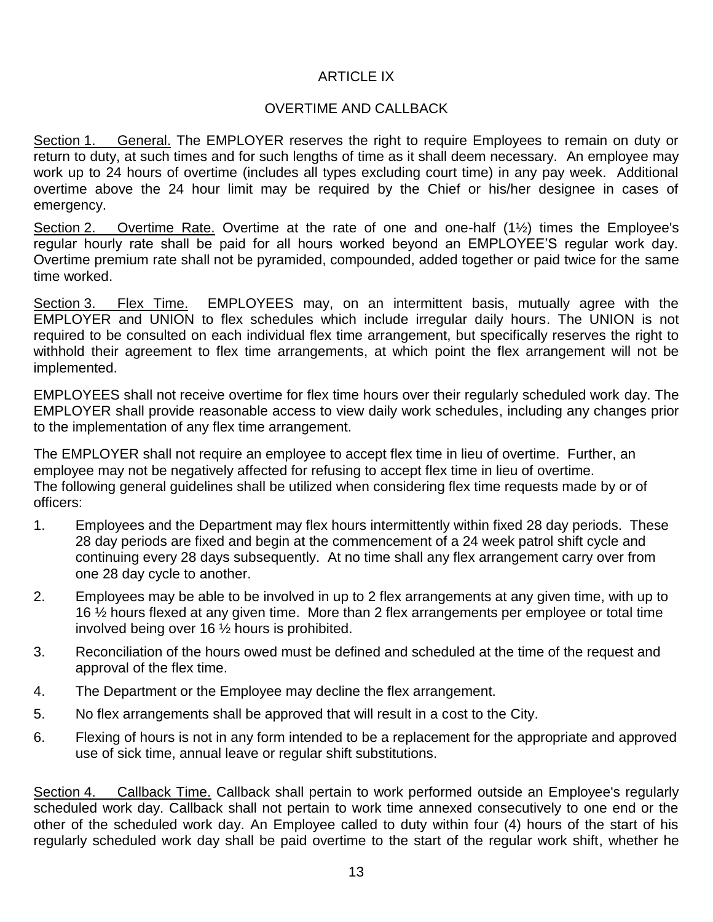# ARTICLE IX

## OVERTIME AND CALLBACK

Section 1. General. The EMPLOYER reserves the right to require Employees to remain on duty or return to duty, at such times and for such lengths of time as it shall deem necessary. An employee may work up to 24 hours of overtime (includes all types excluding court time) in any pay week. Additional overtime above the 24 hour limit may be required by the Chief or his/her designee in cases of emergency.

Section 2. Overtime Rate. Overtime at the rate of one and one-half (1½) times the Employee's regular hourly rate shall be paid for all hours worked beyond an EMPLOYEE'S regular work day. Overtime premium rate shall not be pyramided, compounded, added together or paid twice for the same time worked.

Section 3. Flex Time. EMPLOYEES may, on an intermittent basis, mutually agree with the EMPLOYER and UNION to flex schedules which include irregular daily hours. The UNION is not required to be consulted on each individual flex time arrangement, but specifically reserves the right to withhold their agreement to flex time arrangements, at which point the flex arrangement will not be implemented.

EMPLOYEES shall not receive overtime for flex time hours over their regularly scheduled work day. The EMPLOYER shall provide reasonable access to view daily work schedules, including any changes prior to the implementation of any flex time arrangement.

The EMPLOYER shall not require an employee to accept flex time in lieu of overtime. Further, an employee may not be negatively affected for refusing to accept flex time in lieu of overtime.
The following general guidelines shall be utilized when considering flex time requests made by or of officers:

1. Employees and the Department may flex hours intermittently within fixed 28 day periods. These 28 day periods are fixed and begin at the commencement of a 24 week patrol shift cycle and continuing every 28 days subsequently. At no time shall any flex arrangement carry over from one 28 day cycle to another.
2. Employees may be able to be involved in up to 2 flex arrangements at any given time, with up to 16 ½ hours flexed at any given time. More than 2 flex arrangements per employee or total time involved being over 16 ½ hours is prohibited.
3. Reconciliation of the hours owed must be defined and scheduled at the time of the request and approval of the flex time.
4. The Department or the Employee may decline the flex arrangement.
5. No flex arrangements shall be approved that will result in a cost to the City.
6. Flexing of hours is not in any form intended to be a replacement for the appropriate and approved use of sick time, annual leave or regular shift substitutions.

Section 4. Callback Time. Callback shall pertain to work performed outside an Employee's regularly scheduled work day. Callback shall not pertain to work time annexed consecutively to one end or the other of the scheduled work day. An Employee called to duty within four (4) hours of the start of his regularly scheduled work day shall be paid overtime to the start of the regular work shift, whether he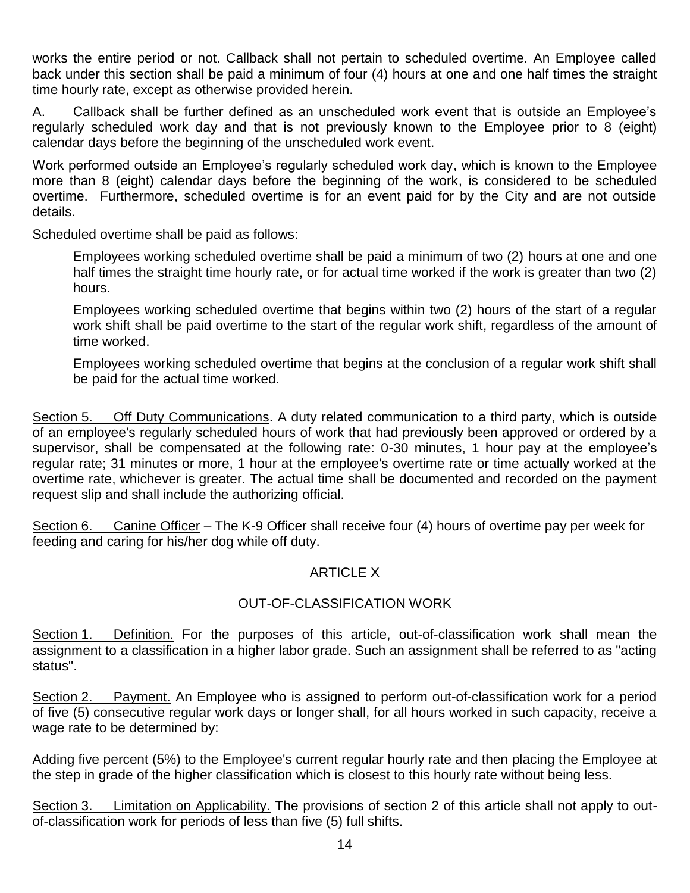works the entire period or not. Callback shall not pertain to scheduled overtime. An Employee called back under this section shall be paid a minimum of four (4) hours at one and one half times the straight time hourly rate, except as otherwise provided herein.

A. Callback shall be further defined as an unscheduled work event that is outside an Employee's regularly scheduled work day and that is not previously known to the Employee prior to 8 (eight) calendar days before the beginning of the unscheduled work event.

Work performed outside an Employee's regularly scheduled work day, which is known to the Employee more than 8 (eight) calendar days before the beginning of the work, is considered to be scheduled overtime. Furthermore, scheduled overtime is for an event paid for by the City and are not outside details.

Scheduled overtime shall be paid as follows:

> Employees working scheduled overtime shall be paid a minimum of two (2) hours at one and one half times the straight time hourly rate, or for actual time worked if the work is greater than two (2) hours.
>
> Employees working scheduled overtime that begins within two (2) hours of the start of a regular work shift shall be paid overtime to the start of the regular work shift, regardless of the amount of time worked.
>
> Employees working scheduled overtime that begins at the conclusion of a regular work shift shall be paid for the actual time worked.

Section 5. Off Duty Communications. A duty related communication to a third party, which is outside of an employee's regularly scheduled hours of work that had previously been approved or ordered by a supervisor, shall be compensated at the following rate: 0-30 minutes, 1 hour pay at the employee's regular rate; 31 minutes or more, 1 hour at the employee's overtime rate or time actually worked at the overtime rate, whichever is greater. The actual time shall be documented and recorded on the payment request slip and shall include the authorizing official.

Section 6. Canine Officer – The K-9 Officer shall receive four (4) hours of overtime pay per week for feeding and caring for his/her dog while off duty.

## ARTICLE X

## OUT-OF-CLASSIFICATION WORK

Section 1. Definition. For the purposes of this article, out-of-classification work shall mean the assignment to a classification in a higher labor grade. Such an assignment shall be referred to as "acting status".

Section 2. Payment. An Employee who is assigned to perform out-of-classification work for a period of five (5) consecutive regular work days or longer shall, for all hours worked in such capacity, receive a wage rate to be determined by:

Adding five percent (5%) to the Employee's current regular hourly rate and then placing the Employee at the step in grade of the higher classification which is closest to this hourly rate without being less.

Section 3. Limitation on Applicability. The provisions of section 2 of this article shall not apply to out-of-classification work for periods of less than five (5) full shifts.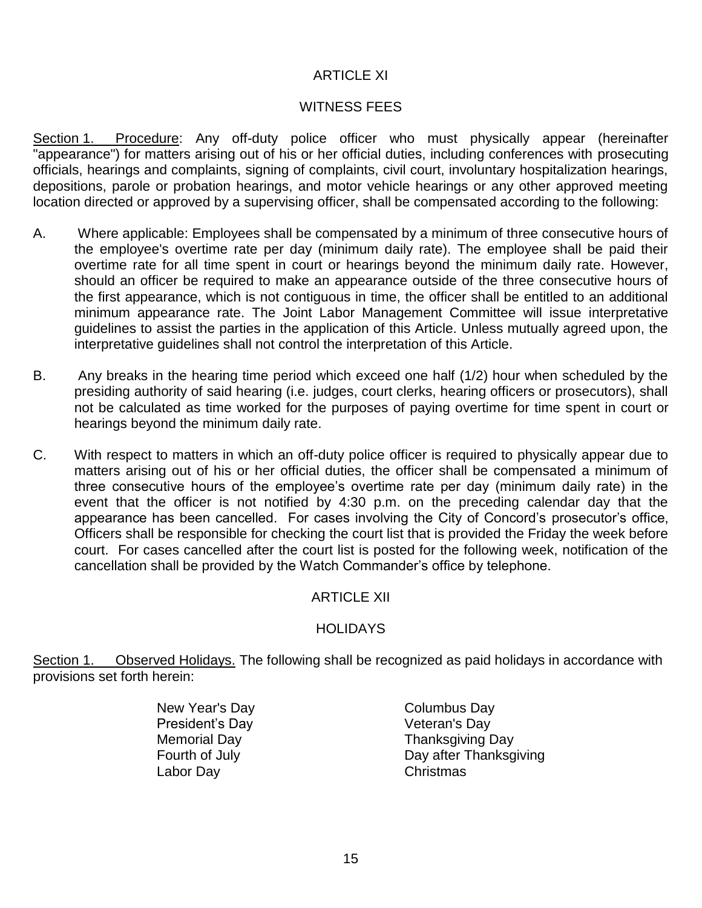## ARTICLE XI

## WITNESS FEES

<u>Section 1. Procedure</u>: Any off-duty police officer who must physically appear (hereinafter "appearance") for matters arising out of his or her official duties, including conferences with prosecuting officials, hearings and complaints, signing of complaints, civil court, involuntary hospitalization hearings, depositions, parole or probation hearings, and motor vehicle hearings or any other approved meeting location directed or approved by a supervising officer, shall be compensated according to the following:

A. Where applicable: Employees shall be compensated by a minimum of three consecutive hours of the employee's overtime rate per day (minimum daily rate). The employee shall be paid their overtime rate for all time spent in court or hearings beyond the minimum daily rate. However, should an officer be required to make an appearance outside of the three consecutive hours of the first appearance, which is not contiguous in time, the officer shall be entitled to an additional minimum appearance rate. The Joint Labor Management Committee will issue interpretative guidelines to assist the parties in the application of this Article. Unless mutually agreed upon, the interpretative guidelines shall not control the interpretation of this Article.

B. Any breaks in the hearing time period which exceed one half (1/2) hour when scheduled by the presiding authority of said hearing (i.e. judges, court clerks, hearing officers or prosecutors), shall not be calculated as time worked for the purposes of paying overtime for time spent in court or hearings beyond the minimum daily rate.

C. With respect to matters in which an off-duty police officer is required to physically appear due to matters arising out of his or her official duties, the officer shall be compensated a minimum of three consecutive hours of the employee's overtime rate per day (minimum daily rate) in the event that the officer is not notified by 4:30 p.m. on the preceding calendar day that the appearance has been cancelled. For cases involving the City of Concord's prosecutor's office, Officers shall be responsible for checking the court list that is provided the Friday the week before court. For cases cancelled after the court list is posted for the following week, notification of the cancellation shall be provided by the Watch Commander's office by telephone.

## ARTICLE XII

## HOLIDAYS

<u>Section 1. Observed Holidays.</u> The following shall be recognized as paid holidays in accordance with provisions set forth herein:

- New Year's Day
- President's Day
- Memorial Day
- Fourth of July
- Labor Day
- Columbus Day
- Veteran's Day
- Thanksgiving Day
- Day after Thanksgiving
- Christmas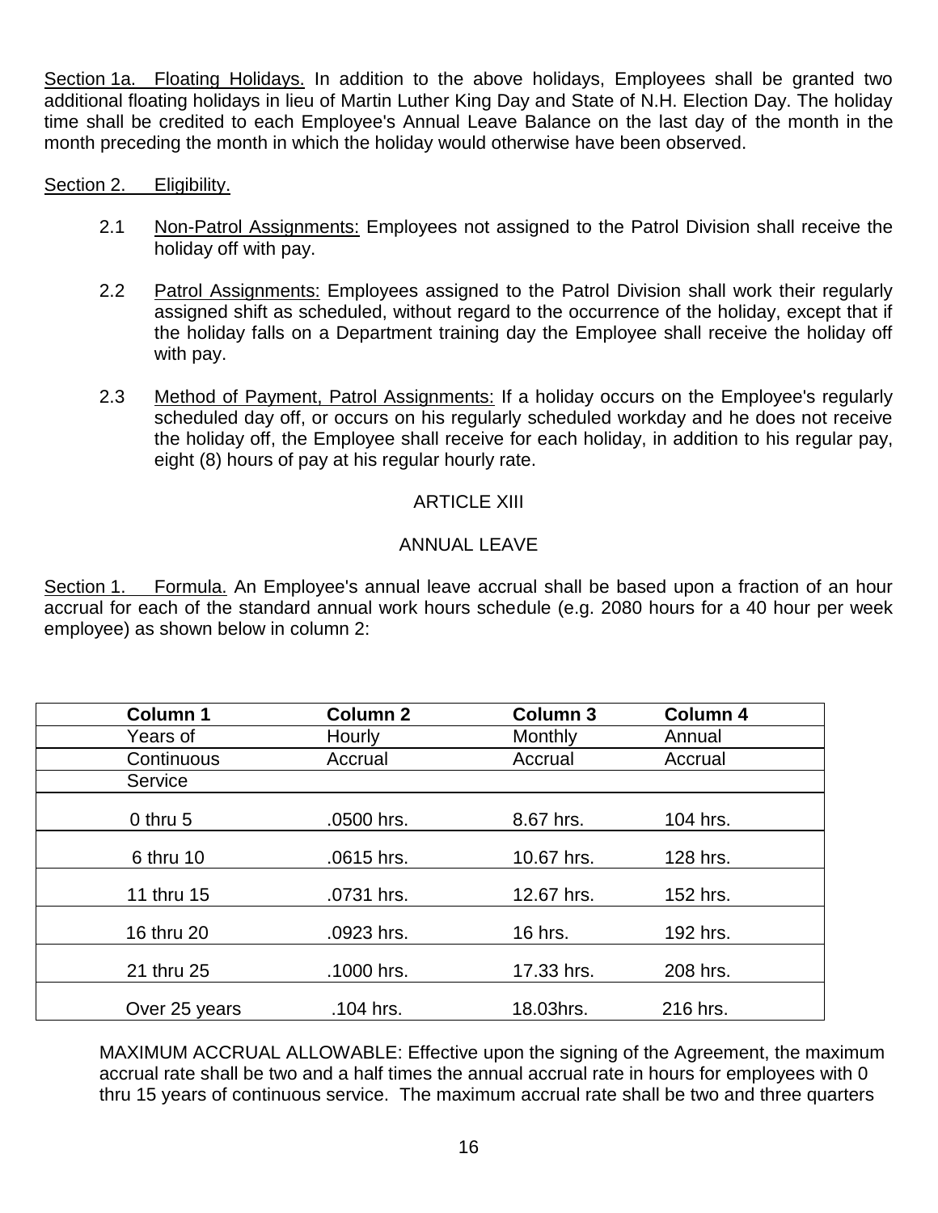<u>Section 1a. Floating Holidays.</u> In addition to the above holidays, Employees shall be granted two additional floating holidays in lieu of Martin Luther King Day and State of N.H. Election Day. The holiday time shall be credited to each Employee's Annual Leave Balance on the last day of the month in the month preceding the month in which the holiday would otherwise have been observed.

<u>Section 2. Eligibility.</u>

2.1 <u>Non-Patrol Assignments:</u> Employees not assigned to the Patrol Division shall receive the holiday off with pay.

2.2 <u>Patrol Assignments:</u> Employees assigned to the Patrol Division shall work their regularly assigned shift as scheduled, without regard to the occurrence of the holiday, except that if the holiday falls on a Department training day the Employee shall receive the holiday off with pay.

2.3 <u>Method of Payment, Patrol Assignments:</u> If a holiday occurs on the Employee's regularly scheduled day off, or occurs on his regularly scheduled workday and he does not receive the holiday off, the Employee shall receive for each holiday, in addition to his regular pay, eight (8) hours of pay at his regular hourly rate.

## ARTICLE XIII

## ANNUAL LEAVE

<u>Section 1. Formula.</u> An Employee's annual leave accrual shall be based upon a fraction of an hour accrual for each of the standard annual work hours schedule (e.g. 2080 hours for a 40 hour per week employee) as shown below in column 2:

| Column 1 | Column 2 | Column 3 | Column 4 |
|---|---|---|---|
| Years of Continuous Service | Hourly Accrual | Monthly Accrual | Annual Accrual |
| 0 thru 5 | .0500 hrs. | 8.67 hrs. | 104 hrs. |
| 6 thru 10 | .0615 hrs. | 10.67 hrs. | 128 hrs. |
| 11 thru 15 | .0731 hrs. | 12.67 hrs. | 152 hrs. |
| 16 thru 20 | .0923 hrs. | 16 hrs. | 192 hrs. |
| 21 thru 25 | .1000 hrs. | 17.33 hrs. | 208 hrs. |
| Over 25 years | .104 hrs. | 18.03hrs. | 216 hrs. |

MAXIMUM ACCRUAL ALLOWABLE: Effective upon the signing of the Agreement, the maximum accrual rate shall be two and a half times the annual accrual rate in hours for employees with 0 thru 15 years of continuous service. The maximum accrual rate shall be two and three quarters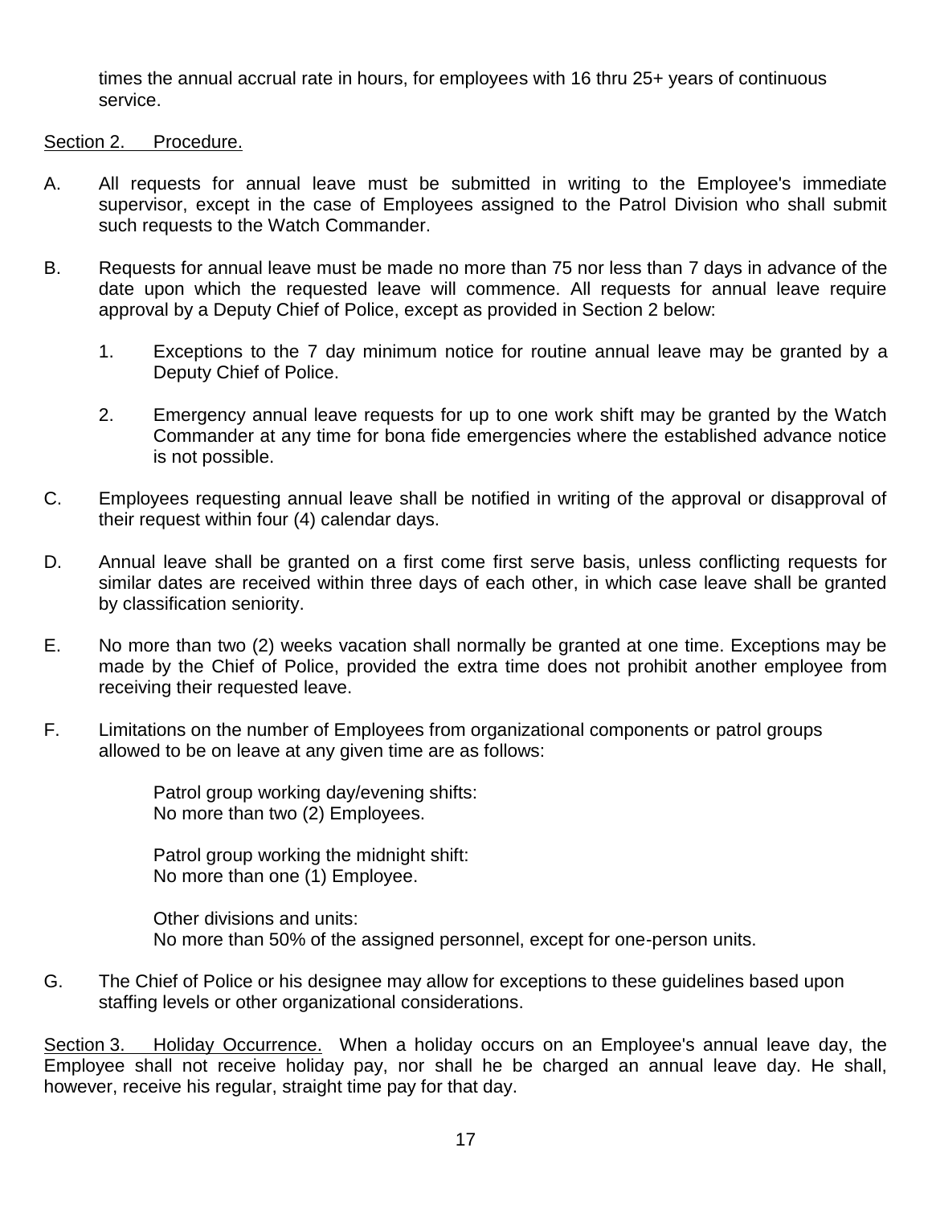times the annual accrual rate in hours, for employees with 16 thru 25+ years of continuous service.

Section 2. Procedure.

A. All requests for annual leave must be submitted in writing to the Employee's immediate supervisor, except in the case of Employees assigned to the Patrol Division who shall submit such requests to the Watch Commander.

B. Requests for annual leave must be made no more than 75 nor less than 7 days in advance of the date upon which the requested leave will commence. All requests for annual leave require approval by a Deputy Chief of Police, except as provided in Section 2 below:

   1. Exceptions to the 7 day minimum notice for routine annual leave may be granted by a Deputy Chief of Police.

   2. Emergency annual leave requests for up to one work shift may be granted by the Watch Commander at any time for bona fide emergencies where the established advance notice is not possible.

C. Employees requesting annual leave shall be notified in writing of the approval or disapproval of their request within four (4) calendar days.

D. Annual leave shall be granted on a first come first serve basis, unless conflicting requests for similar dates are received within three days of each other, in which case leave shall be granted by classification seniority.

E. No more than two (2) weeks vacation shall normally be granted at one time. Exceptions may be made by the Chief of Police, provided the extra time does not prohibit another employee from receiving their requested leave.

F. Limitations on the number of Employees from organizational components or patrol groups allowed to be on leave at any given time are as follows:

   Patrol group working day/evening shifts:
   No more than two (2) Employees.

   Patrol group working the midnight shift:
   No more than one (1) Employee.

   Other divisions and units:
   No more than 50% of the assigned personnel, except for one-person units.

G. The Chief of Police or his designee may allow for exceptions to these guidelines based upon staffing levels or other organizational considerations.

Section 3. Holiday Occurrence. When a holiday occurs on an Employee's annual leave day, the Employee shall not receive holiday pay, nor shall he be charged an annual leave day. He shall, however, receive his regular, straight time pay for that day.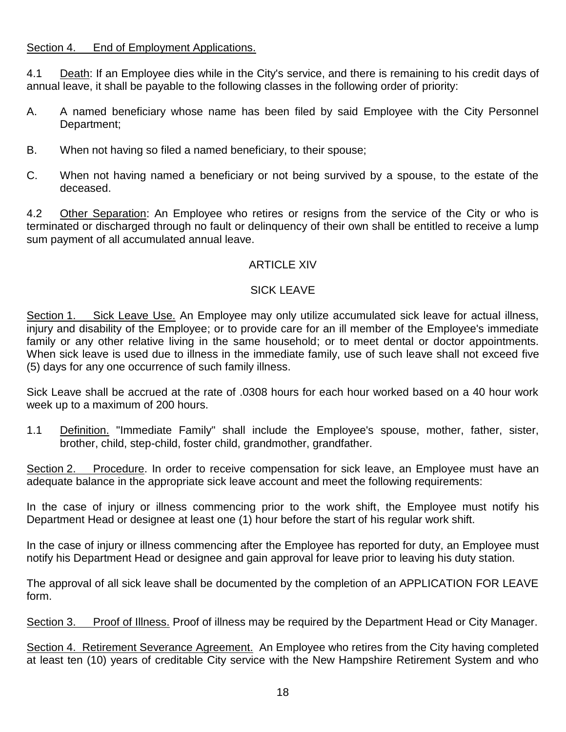Section 4. End of Employment Applications.

4.1 Death: If an Employee dies while in the City's service, and there is remaining to his credit days of annual leave, it shall be payable to the following classes in the following order of priority:

A. A named beneficiary whose name has been filed by said Employee with the City Personnel Department;

B. When not having so filed a named beneficiary, to their spouse;

C. When not having named a beneficiary or not being survived by a spouse, to the estate of the deceased.

4.2 Other Separation: An Employee who retires or resigns from the service of the City or who is terminated or discharged through no fault or delinquency of their own shall be entitled to receive a lump sum payment of all accumulated annual leave.

## ARTICLE XIV

## SICK LEAVE

Section 1. Sick Leave Use. An Employee may only utilize accumulated sick leave for actual illness, injury and disability of the Employee; or to provide care for an ill member of the Employee's immediate family or any other relative living in the same household; or to meet dental or doctor appointments. When sick leave is used due to illness in the immediate family, use of such leave shall not exceed five (5) days for any one occurrence of such family illness.

Sick Leave shall be accrued at the rate of .0308 hours for each hour worked based on a 40 hour work week up to a maximum of 200 hours.

1.1 Definition. "Immediate Family" shall include the Employee's spouse, mother, father, sister, brother, child, step-child, foster child, grandmother, grandfather.

Section 2. Procedure. In order to receive compensation for sick leave, an Employee must have an adequate balance in the appropriate sick leave account and meet the following requirements:

In the case of injury or illness commencing prior to the work shift, the Employee must notify his Department Head or designee at least one (1) hour before the start of his regular work shift.

In the case of injury or illness commencing after the Employee has reported for duty, an Employee must notify his Department Head or designee and gain approval for leave prior to leaving his duty station.

The approval of all sick leave shall be documented by the completion of an APPLICATION FOR LEAVE form.

Section 3. Proof of Illness. Proof of illness may be required by the Department Head or City Manager.

Section 4. Retirement Severance Agreement. An Employee who retires from the City having completed at least ten (10) years of creditable City service with the New Hampshire Retirement System and who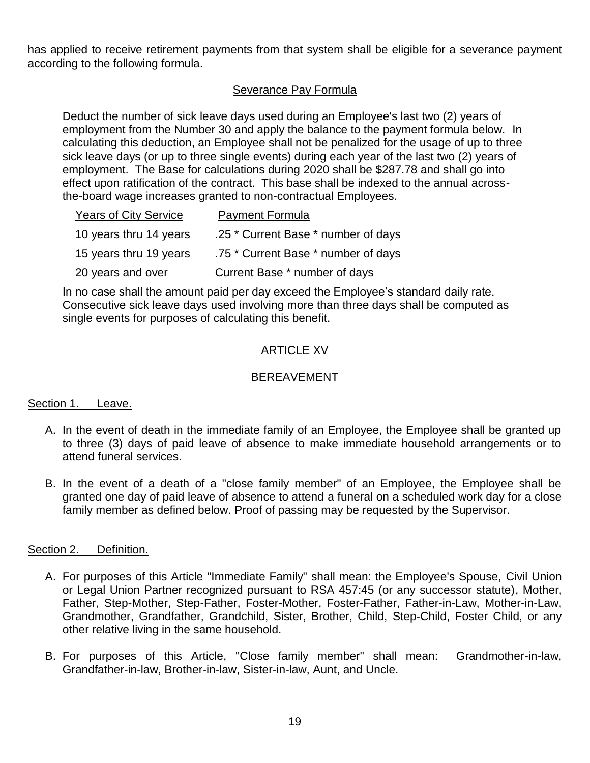has applied to receive retirement payments from that system shall be eligible for a severance payment according to the following formula.

Severance Pay Formula

Deduct the number of sick leave days used during an Employee's last two (2) years of employment from the Number 30 and apply the balance to the payment formula below. In calculating this deduction, an Employee shall not be penalized for the usage of up to three sick leave days (or up to three single events) during each year of the last two (2) years of employment. The Base for calculations during 2020 shall be $287.78 and shall go into effect upon ratification of the contract. This base shall be indexed to the annual across-the-board wage increases granted to non-contractual Employees.

| Years of City Service | Payment Formula |
|---|---|
| 10 years thru 14 years | .25 * Current Base * number of days |
| 15 years thru 19 years | .75 * Current Base * number of days |
| 20 years and over | Current Base * number of days |

In no case shall the amount paid per day exceed the Employee's standard daily rate. Consecutive sick leave days used involving more than three days shall be computed as single events for purposes of calculating this benefit.

## ARTICLE XV

## BEREAVEMENT

Section 1. Leave.

A. In the event of death in the immediate family of an Employee, the Employee shall be granted up to three (3) days of paid leave of absence to make immediate household arrangements or to attend funeral services.

B. In the event of a death of a "close family member" of an Employee, the Employee shall be granted one day of paid leave of absence to attend a funeral on a scheduled work day for a close family member as defined below. Proof of passing may be requested by the Supervisor.

Section 2. Definition.

A. For purposes of this Article "Immediate Family" shall mean: the Employee's Spouse, Civil Union or Legal Union Partner recognized pursuant to RSA 457:45 (or any successor statute), Mother, Father, Step-Mother, Step-Father, Foster-Mother, Foster-Father, Father-in-Law, Mother-in-Law, Grandmother, Grandfather, Grandchild, Sister, Brother, Child, Step-Child, Foster Child, or any other relative living in the same household.

B. For purposes of this Article, "Close family member" shall mean: Grandmother-in-law, Grandfather-in-law, Brother-in-law, Sister-in-law, Aunt, and Uncle.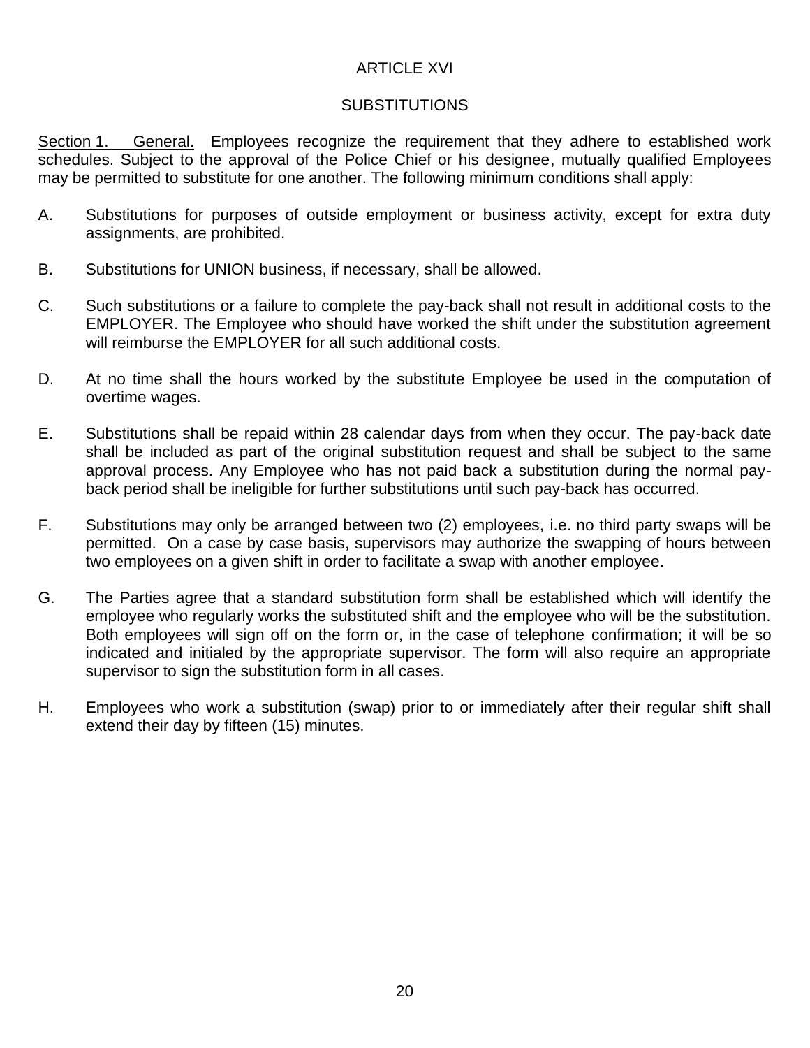# ARTICLE XVI

## SUBSTITUTIONS

Section 1. General. Employees recognize the requirement that they adhere to established work schedules. Subject to the approval of the Police Chief or his designee, mutually qualified Employees may be permitted to substitute for one another. The following minimum conditions shall apply:

A. Substitutions for purposes of outside employment or business activity, except for extra duty assignments, are prohibited.

B. Substitutions for UNION business, if necessary, shall be allowed.

C. Such substitutions or a failure to complete the pay-back shall not result in additional costs to the EMPLOYER. The Employee who should have worked the shift under the substitution agreement will reimburse the EMPLOYER for all such additional costs.

D. At no time shall the hours worked by the substitute Employee be used in the computation of overtime wages.

E. Substitutions shall be repaid within 28 calendar days from when they occur. The pay-back date shall be included as part of the original substitution request and shall be subject to the same approval process. Any Employee who has not paid back a substitution during the normal pay-back period shall be ineligible for further substitutions until such pay-back has occurred.

F. Substitutions may only be arranged between two (2) employees, i.e. no third party swaps will be permitted. On a case by case basis, supervisors may authorize the swapping of hours between two employees on a given shift in order to facilitate a swap with another employee.

G. The Parties agree that a standard substitution form shall be established which will identify the employee who regularly works the substituted shift and the employee who will be the substitution. Both employees will sign off on the form or, in the case of telephone confirmation; it will be so indicated and initialed by the appropriate supervisor. The form will also require an appropriate supervisor to sign the substitution form in all cases.

H. Employees who work a substitution (swap) prior to or immediately after their regular shift shall extend their day by fifteen (15) minutes.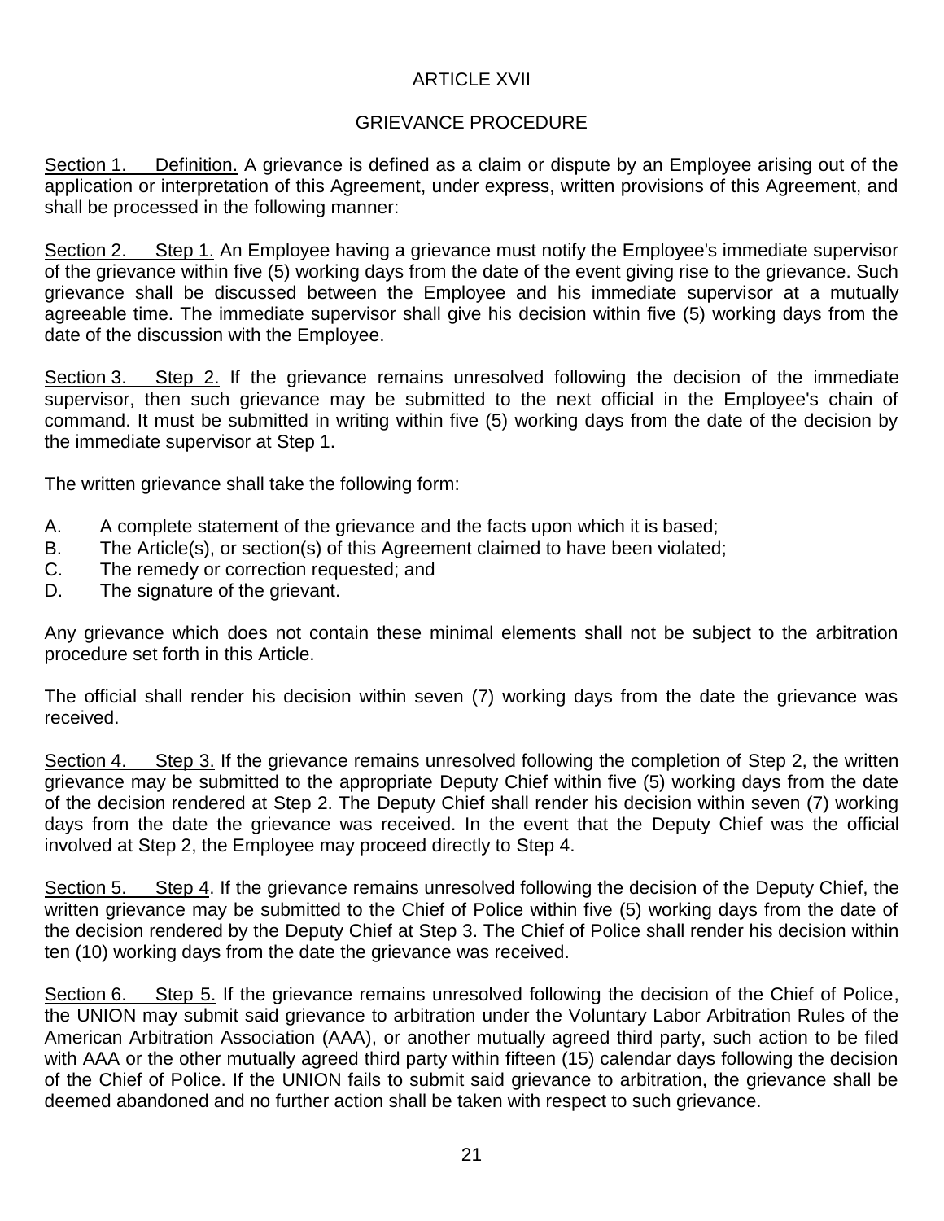# ARTICLE XVII

## GRIEVANCE PROCEDURE

Section 1. Definition. A grievance is defined as a claim or dispute by an Employee arising out of the application or interpretation of this Agreement, under express, written provisions of this Agreement, and shall be processed in the following manner:

Section 2. Step 1. An Employee having a grievance must notify the Employee's immediate supervisor of the grievance within five (5) working days from the date of the event giving rise to the grievance. Such grievance shall be discussed between the Employee and his immediate supervisor at a mutually agreeable time. The immediate supervisor shall give his decision within five (5) working days from the date of the discussion with the Employee.

Section 3. Step 2. If the grievance remains unresolved following the decision of the immediate supervisor, then such grievance may be submitted to the next official in the Employee's chain of command. It must be submitted in writing within five (5) working days from the date of the decision by the immediate supervisor at Step 1.

The written grievance shall take the following form:

A. A complete statement of the grievance and the facts upon which it is based;
B. The Article(s), or section(s) of this Agreement claimed to have been violated;
C. The remedy or correction requested; and
D. The signature of the grievant.

Any grievance which does not contain these minimal elements shall not be subject to the arbitration procedure set forth in this Article.

The official shall render his decision within seven (7) working days from the date the grievance was received.

Section 4. Step 3. If the grievance remains unresolved following the completion of Step 2, the written grievance may be submitted to the appropriate Deputy Chief within five (5) working days from the date of the decision rendered at Step 2. The Deputy Chief shall render his decision within seven (7) working days from the date the grievance was received. In the event that the Deputy Chief was the official involved at Step 2, the Employee may proceed directly to Step 4.

Section 5. Step 4. If the grievance remains unresolved following the decision of the Deputy Chief, the written grievance may be submitted to the Chief of Police within five (5) working days from the date of the decision rendered by the Deputy Chief at Step 3. The Chief of Police shall render his decision within ten (10) working days from the date the grievance was received.

Section 6. Step 5. If the grievance remains unresolved following the decision of the Chief of Police, the UNION may submit said grievance to arbitration under the Voluntary Labor Arbitration Rules of the American Arbitration Association (AAA), or another mutually agreed third party, such action to be filed with AAA or the other mutually agreed third party within fifteen (15) calendar days following the decision of the Chief of Police. If the UNION fails to submit said grievance to arbitration, the grievance shall be deemed abandoned and no further action shall be taken with respect to such grievance.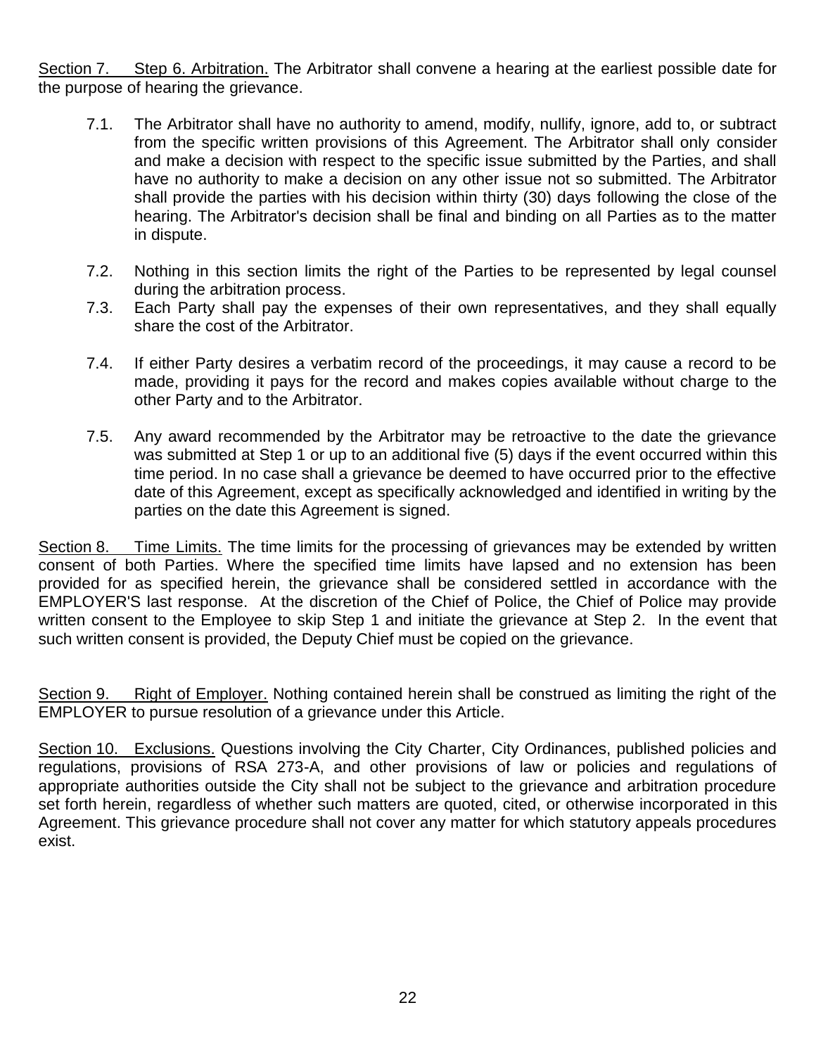<u>Section 7. Step 6. Arbitration.</u> The Arbitrator shall convene a hearing at the earliest possible date for the purpose of hearing the grievance.

7.1. The Arbitrator shall have no authority to amend, modify, nullify, ignore, add to, or subtract from the specific written provisions of this Agreement. The Arbitrator shall only consider and make a decision with respect to the specific issue submitted by the Parties, and shall have no authority to make a decision on any other issue not so submitted. The Arbitrator shall provide the parties with his decision within thirty (30) days following the close of the hearing. The Arbitrator's decision shall be final and binding on all Parties as to the matter in dispute.

7.2. Nothing in this section limits the right of the Parties to be represented by legal counsel during the arbitration process.

7.3. Each Party shall pay the expenses of their own representatives, and they shall equally share the cost of the Arbitrator.

7.4. If either Party desires a verbatim record of the proceedings, it may cause a record to be made, providing it pays for the record and makes copies available without charge to the other Party and to the Arbitrator.

7.5. Any award recommended by the Arbitrator may be retroactive to the date the grievance was submitted at Step 1 or up to an additional five (5) days if the event occurred within this time period. In no case shall a grievance be deemed to have occurred prior to the effective date of this Agreement, except as specifically acknowledged and identified in writing by the parties on the date this Agreement is signed.

<u>Section 8. Time Limits.</u> The time limits for the processing of grievances may be extended by written consent of both Parties. Where the specified time limits have lapsed and no extension has been provided for as specified herein, the grievance shall be considered settled in accordance with the EMPLOYER'S last response. At the discretion of the Chief of Police, the Chief of Police may provide written consent to the Employee to skip Step 1 and initiate the grievance at Step 2. In the event that such written consent is provided, the Deputy Chief must be copied on the grievance.

<u>Section 9. Right of Employer.</u> Nothing contained herein shall be construed as limiting the right of the EMPLOYER to pursue resolution of a grievance under this Article.

<u>Section 10. Exclusions.</u> Questions involving the City Charter, City Ordinances, published policies and regulations, provisions of RSA 273-A, and other provisions of law or policies and regulations of appropriate authorities outside the City shall not be subject to the grievance and arbitration procedure set forth herein, regardless of whether such matters are quoted, cited, or otherwise incorporated in this Agreement. This grievance procedure shall not cover any matter for which statutory appeals procedures exist.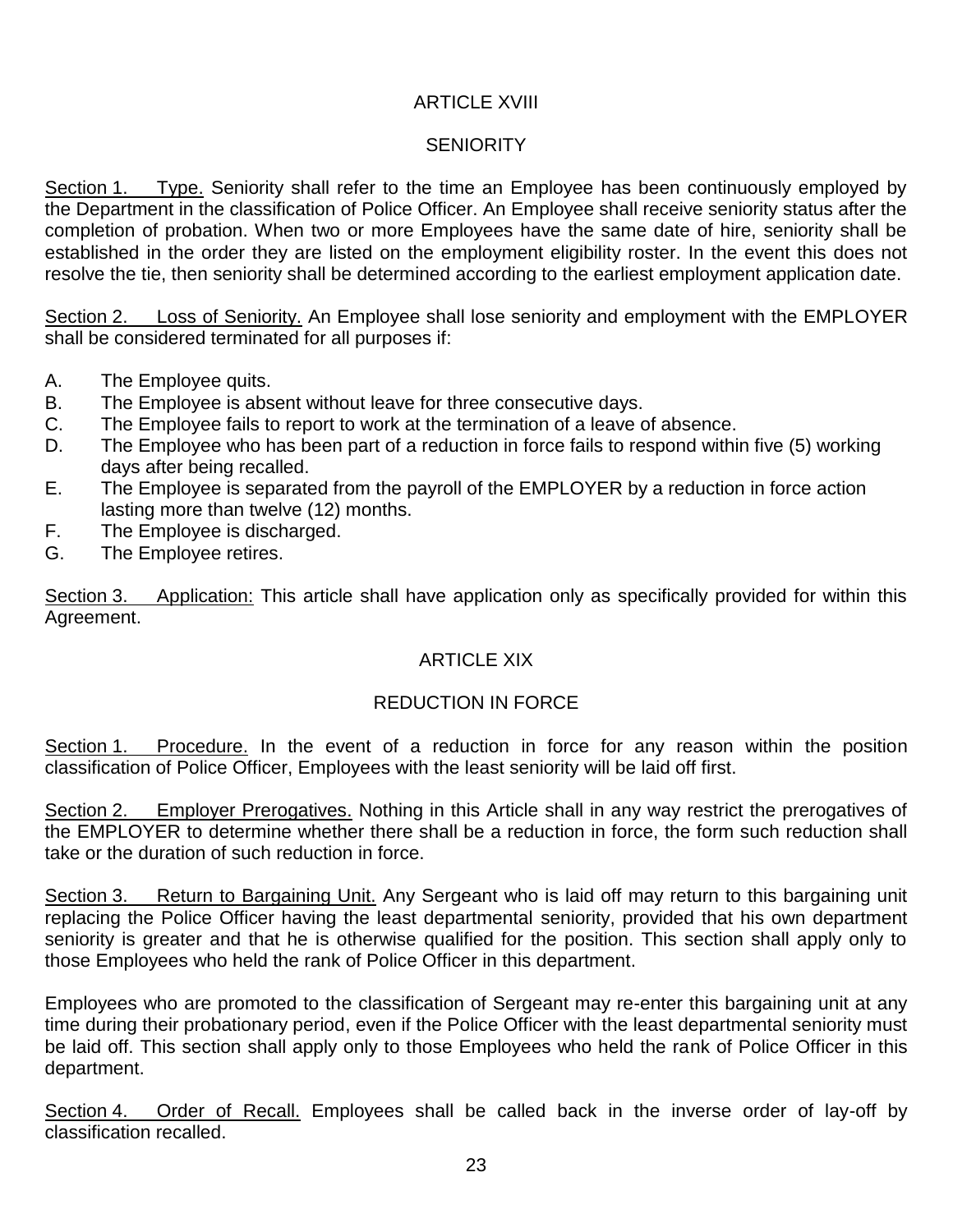## ARTICLE XVIII

## SENIORITY

Section 1. Type. Seniority shall refer to the time an Employee has been continuously employed by the Department in the classification of Police Officer. An Employee shall receive seniority status after the completion of probation. When two or more Employees have the same date of hire, seniority shall be established in the order they are listed on the employment eligibility roster. In the event this does not resolve the tie, then seniority shall be determined according to the earliest employment application date.

Section 2. Loss of Seniority. An Employee shall lose seniority and employment with the EMPLOYER shall be considered terminated for all purposes if:

A. The Employee quits.
B. The Employee is absent without leave for three consecutive days.
C. The Employee fails to report to work at the termination of a leave of absence.
D. The Employee who has been part of a reduction in force fails to respond within five (5) working days after being recalled.
E. The Employee is separated from the payroll of the EMPLOYER by a reduction in force action lasting more than twelve (12) months.
F. The Employee is discharged.
G. The Employee retires.

Section 3. Application: This article shall have application only as specifically provided for within this Agreement.

## ARTICLE XIX

## REDUCTION IN FORCE

Section 1. Procedure. In the event of a reduction in force for any reason within the position classification of Police Officer, Employees with the least seniority will be laid off first.

Section 2. Employer Prerogatives. Nothing in this Article shall in any way restrict the prerogatives of the EMPLOYER to determine whether there shall be a reduction in force, the form such reduction shall take or the duration of such reduction in force.

Section 3. Return to Bargaining Unit. Any Sergeant who is laid off may return to this bargaining unit replacing the Police Officer having the least departmental seniority, provided that his own department seniority is greater and that he is otherwise qualified for the position. This section shall apply only to those Employees who held the rank of Police Officer in this department.

Employees who are promoted to the classification of Sergeant may re-enter this bargaining unit at any time during their probationary period, even if the Police Officer with the least departmental seniority must be laid off. This section shall apply only to those Employees who held the rank of Police Officer in this department.

Section 4. Order of Recall. Employees shall be called back in the inverse order of lay-off by classification recalled.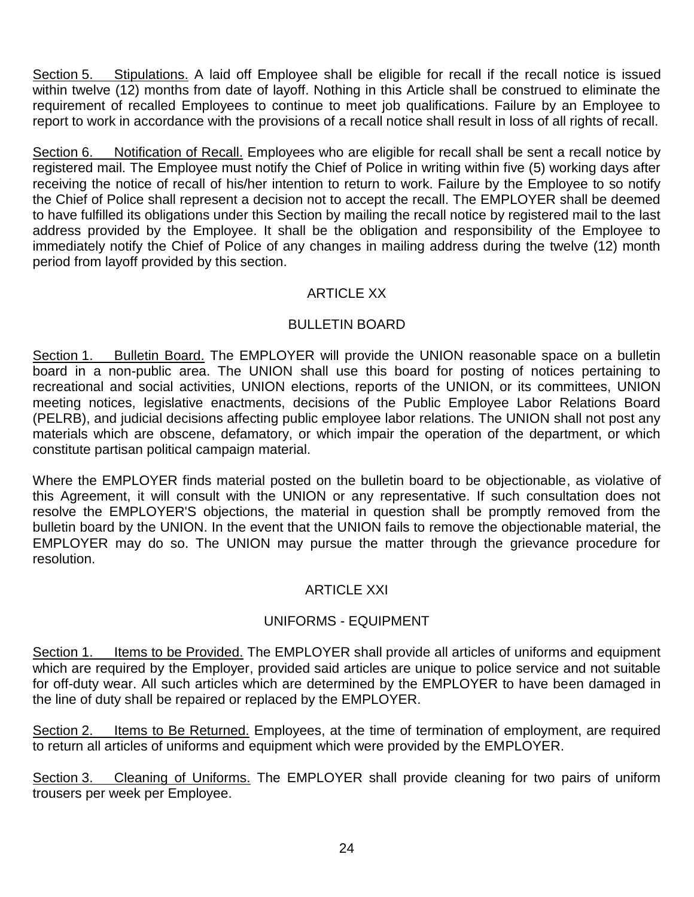Section 5. Stipulations. A laid off Employee shall be eligible for recall if the recall notice is issued within twelve (12) months from date of layoff. Nothing in this Article shall be construed to eliminate the requirement of recalled Employees to continue to meet job qualifications. Failure by an Employee to report to work in accordance with the provisions of a recall notice shall result in loss of all rights of recall.

Section 6. Notification of Recall. Employees who are eligible for recall shall be sent a recall notice by registered mail. The Employee must notify the Chief of Police in writing within five (5) working days after receiving the notice of recall of his/her intention to return to work. Failure by the Employee to so notify the Chief of Police shall represent a decision not to accept the recall. The EMPLOYER shall be deemed to have fulfilled its obligations under this Section by mailing the recall notice by registered mail to the last address provided by the Employee. It shall be the obligation and responsibility of the Employee to immediately notify the Chief of Police of any changes in mailing address during the twelve (12) month period from layoff provided by this section.

## ARTICLE XX

## BULLETIN BOARD

Section 1. Bulletin Board. The EMPLOYER will provide the UNION reasonable space on a bulletin board in a non-public area. The UNION shall use this board for posting of notices pertaining to recreational and social activities, UNION elections, reports of the UNION, or its committees, UNION meeting notices, legislative enactments, decisions of the Public Employee Labor Relations Board (PELRB), and judicial decisions affecting public employee labor relations. The UNION shall not post any materials which are obscene, defamatory, or which impair the operation of the department, or which constitute partisan political campaign material.

Where the EMPLOYER finds material posted on the bulletin board to be objectionable, as violative of this Agreement, it will consult with the UNION or any representative. If such consultation does not resolve the EMPLOYER'S objections, the material in question shall be promptly removed from the bulletin board by the UNION. In the event that the UNION fails to remove the objectionable material, the EMPLOYER may do so. The UNION may pursue the matter through the grievance procedure for resolution.

## ARTICLE XXI

## UNIFORMS - EQUIPMENT

Section 1. Items to be Provided. The EMPLOYER shall provide all articles of uniforms and equipment which are required by the Employer, provided said articles are unique to police service and not suitable for off-duty wear. All such articles which are determined by the EMPLOYER to have been damaged in the line of duty shall be repaired or replaced by the EMPLOYER.

Section 2. Items to Be Returned. Employees, at the time of termination of employment, are required to return all articles of uniforms and equipment which were provided by the EMPLOYER.

Section 3. Cleaning of Uniforms. The EMPLOYER shall provide cleaning for two pairs of uniform trousers per week per Employee.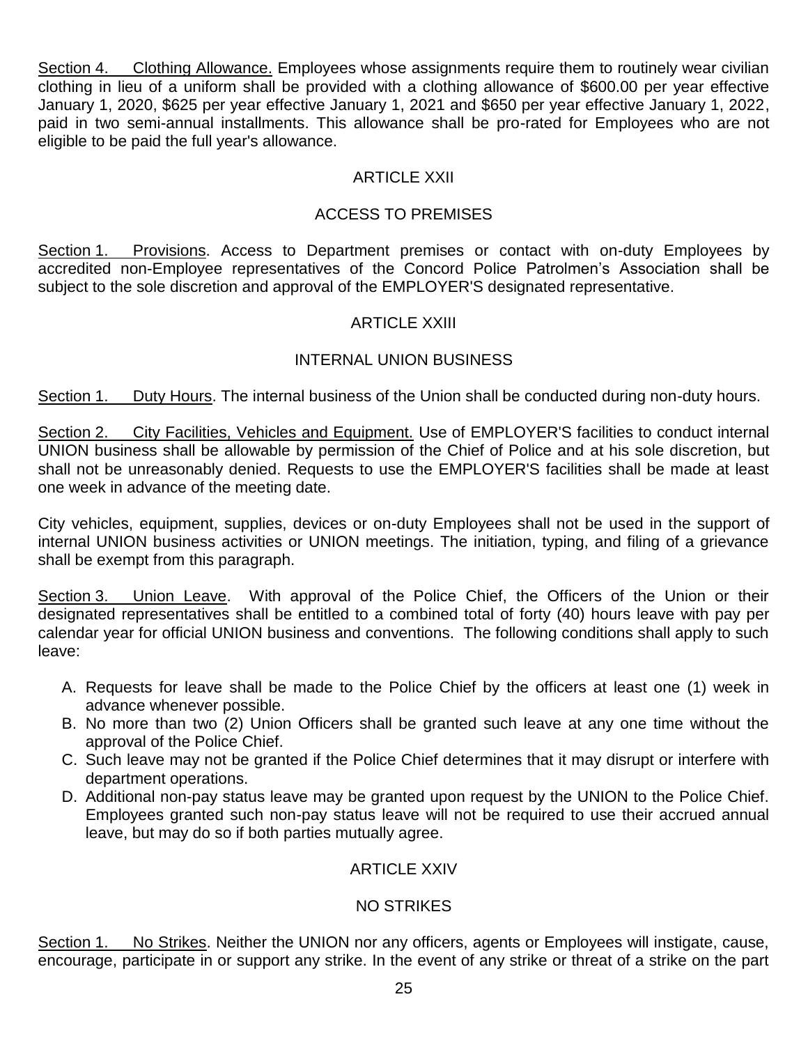Section 4. Clothing Allowance. Employees whose assignments require them to routinely wear civilian clothing in lieu of a uniform shall be provided with a clothing allowance of $600.00 per year effective January 1, 2020, $625 per year effective January 1, 2021 and $650 per year effective January 1, 2022, paid in two semi-annual installments. This allowance shall be pro-rated for Employees who are not eligible to be paid the full year's allowance.

## ARTICLE XXII

## ACCESS TO PREMISES

Section 1. Provisions. Access to Department premises or contact with on-duty Employees by accredited non-Employee representatives of the Concord Police Patrolmen's Association shall be subject to the sole discretion and approval of the EMPLOYER'S designated representative.

## ARTICLE XXIII

## INTERNAL UNION BUSINESS

Section 1. Duty Hours. The internal business of the Union shall be conducted during non-duty hours.

Section 2. City Facilities, Vehicles and Equipment. Use of EMPLOYER'S facilities to conduct internal UNION business shall be allowable by permission of the Chief of Police and at his sole discretion, but shall not be unreasonably denied. Requests to use the EMPLOYER'S facilities shall be made at least one week in advance of the meeting date.

City vehicles, equipment, supplies, devices or on-duty Employees shall not be used in the support of internal UNION business activities or UNION meetings. The initiation, typing, and filing of a grievance shall be exempt from this paragraph.

Section 3. Union Leave. With approval of the Police Chief, the Officers of the Union or their designated representatives shall be entitled to a combined total of forty (40) hours leave with pay per calendar year for official UNION business and conventions. The following conditions shall apply to such leave:

A. Requests for leave shall be made to the Police Chief by the officers at least one (1) week in advance whenever possible.
B. No more than two (2) Union Officers shall be granted such leave at any one time without the approval of the Police Chief.
C. Such leave may not be granted if the Police Chief determines that it may disrupt or interfere with department operations.
D. Additional non-pay status leave may be granted upon request by the UNION to the Police Chief. Employees granted such non-pay status leave will not be required to use their accrued annual leave, but may do so if both parties mutually agree.

## ARTICLE XXIV

## NO STRIKES

Section 1. No Strikes. Neither the UNION nor any officers, agents or Employees will instigate, cause, encourage, participate in or support any strike. In the event of any strike or threat of a strike on the part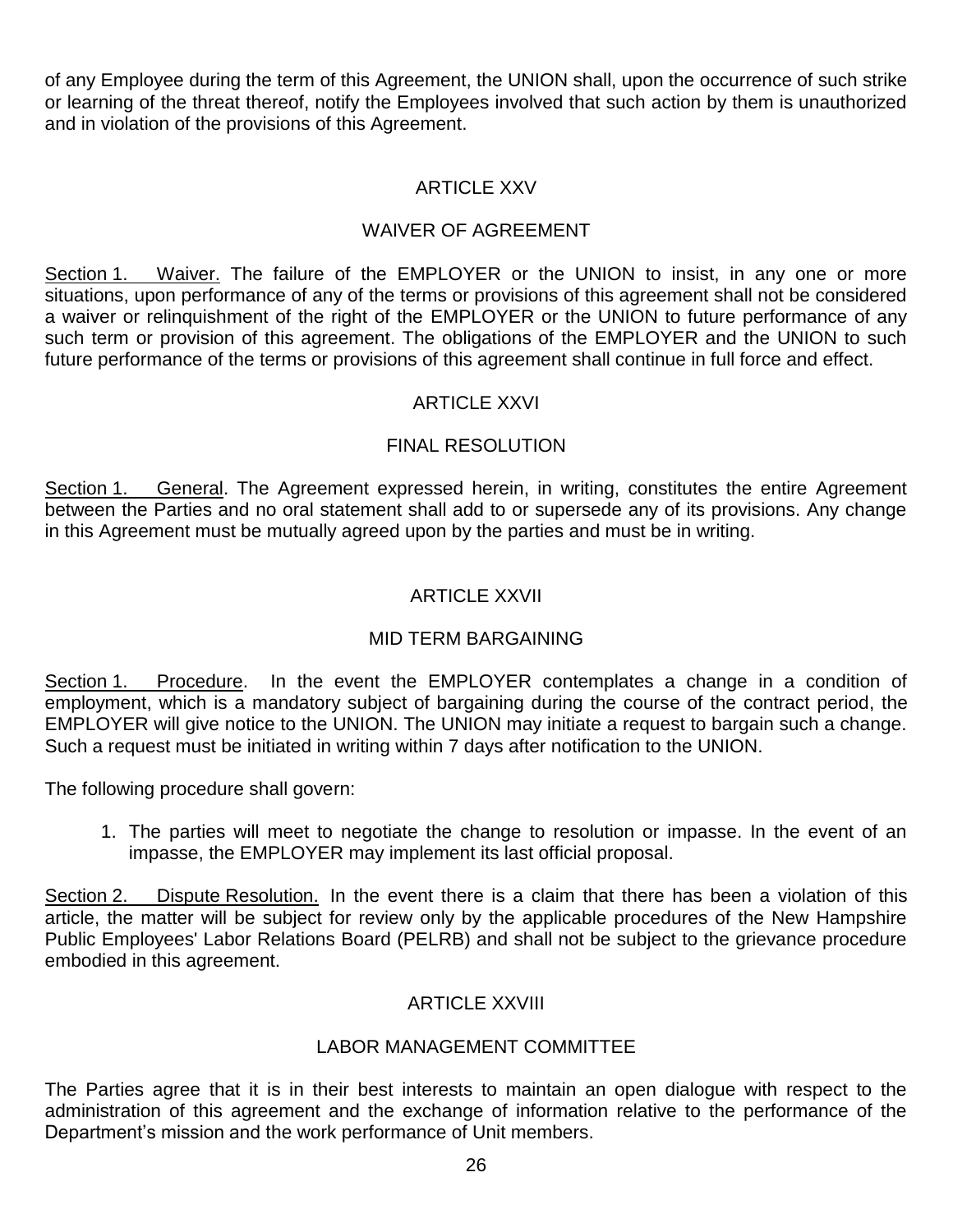of any Employee during the term of this Agreement, the UNION shall, upon the occurrence of such strike or learning of the threat thereof, notify the Employees involved that such action by them is unauthorized and in violation of the provisions of this Agreement.

## ARTICLE XXV

## WAIVER OF AGREEMENT

Section 1. Waiver. The failure of the EMPLOYER or the UNION to insist, in any one or more situations, upon performance of any of the terms or provisions of this agreement shall not be considered a waiver or relinquishment of the right of the EMPLOYER or the UNION to future performance of any such term or provision of this agreement. The obligations of the EMPLOYER and the UNION to such future performance of the terms or provisions of this agreement shall continue in full force and effect.

## ARTICLE XXVI

## FINAL RESOLUTION

Section 1. General. The Agreement expressed herein, in writing, constitutes the entire Agreement between the Parties and no oral statement shall add to or supersede any of its provisions. Any change in this Agreement must be mutually agreed upon by the parties and must be in writing.

## ARTICLE XXVII

## MID TERM BARGAINING

Section 1. Procedure. In the event the EMPLOYER contemplates a change in a condition of employment, which is a mandatory subject of bargaining during the course of the contract period, the EMPLOYER will give notice to the UNION. The UNION may initiate a request to bargain such a change. Such a request must be initiated in writing within 7 days after notification to the UNION.

The following procedure shall govern:

1. The parties will meet to negotiate the change to resolution or impasse. In the event of an impasse, the EMPLOYER may implement its last official proposal.

Section 2. Dispute Resolution. In the event there is a claim that there has been a violation of this article, the matter will be subject for review only by the applicable procedures of the New Hampshire Public Employees' Labor Relations Board (PELRB) and shall not be subject to the grievance procedure embodied in this agreement.

## ARTICLE XXVIII

## LABOR MANAGEMENT COMMITTEE

The Parties agree that it is in their best interests to maintain an open dialogue with respect to the administration of this agreement and the exchange of information relative to the performance of the Department's mission and the work performance of Unit members.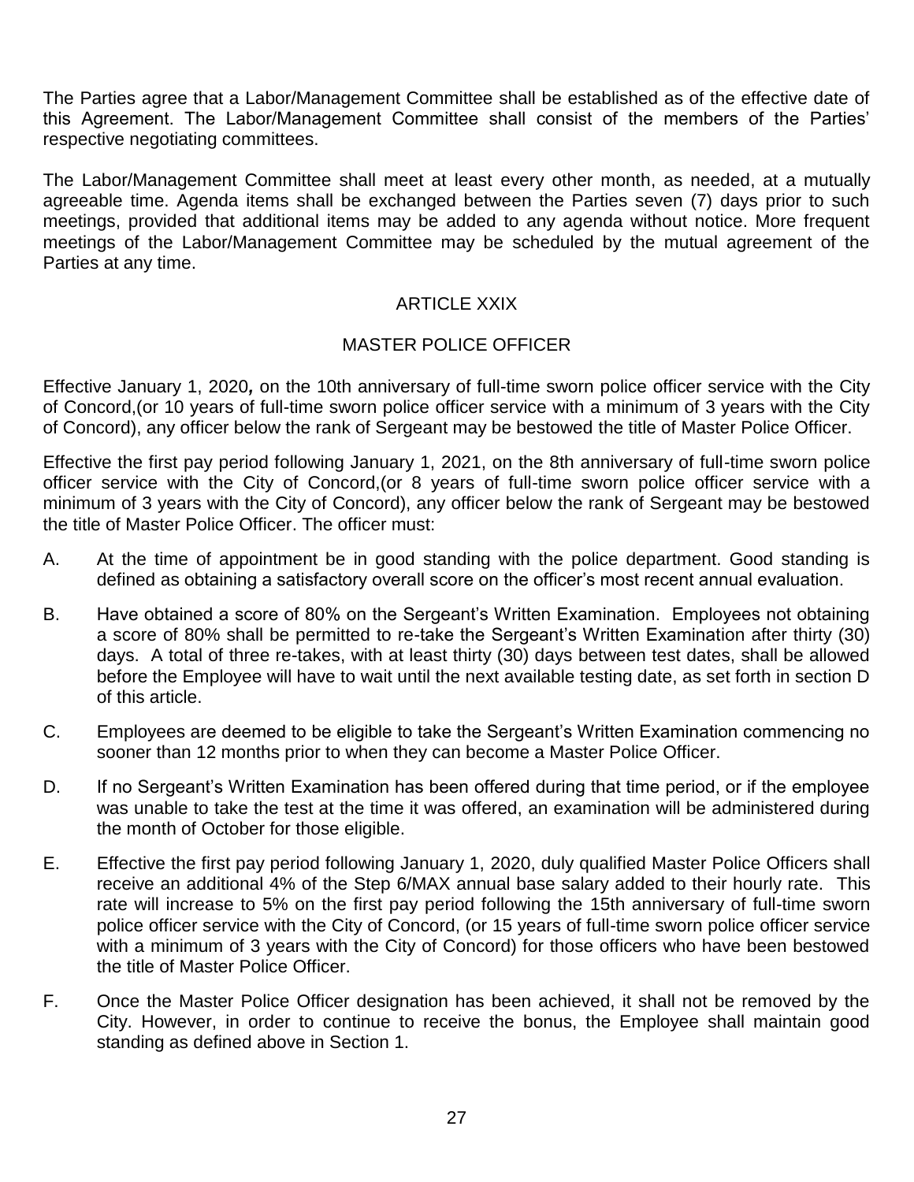The Parties agree that a Labor/Management Committee shall be established as of the effective date of this Agreement. The Labor/Management Committee shall consist of the members of the Parties' respective negotiating committees.

The Labor/Management Committee shall meet at least every other month, as needed, at a mutually agreeable time. Agenda items shall be exchanged between the Parties seven (7) days prior to such meetings, provided that additional items may be added to any agenda without notice. More frequent meetings of the Labor/Management Committee may be scheduled by the mutual agreement of the Parties at any time.

## ARTICLE XXIX

## MASTER POLICE OFFICER

Effective January 1, 2020**,** on the 10th anniversary of full-time sworn police officer service with the City of Concord,(or 10 years of full-time sworn police officer service with a minimum of 3 years with the City of Concord), any officer below the rank of Sergeant may be bestowed the title of Master Police Officer.

Effective the first pay period following January 1, 2021, on the 8th anniversary of full-time sworn police officer service with the City of Concord,(or 8 years of full-time sworn police officer service with a minimum of 3 years with the City of Concord), any officer below the rank of Sergeant may be bestowed the title of Master Police Officer. The officer must:

A. At the time of appointment be in good standing with the police department. Good standing is defined as obtaining a satisfactory overall score on the officer's most recent annual evaluation.

B. Have obtained a score of 80% on the Sergeant's Written Examination. Employees not obtaining a score of 80% shall be permitted to re-take the Sergeant's Written Examination after thirty (30) days. A total of three re-takes, with at least thirty (30) days between test dates, shall be allowed before the Employee will have to wait until the next available testing date, as set forth in section D of this article.

C. Employees are deemed to be eligible to take the Sergeant's Written Examination commencing no sooner than 12 months prior to when they can become a Master Police Officer.

D. If no Sergeant's Written Examination has been offered during that time period, or if the employee was unable to take the test at the time it was offered, an examination will be administered during the month of October for those eligible.

E. Effective the first pay period following January 1, 2020, duly qualified Master Police Officers shall receive an additional 4% of the Step 6/MAX annual base salary added to their hourly rate. This rate will increase to 5% on the first pay period following the 15th anniversary of full-time sworn police officer service with the City of Concord, (or 15 years of full-time sworn police officer service with a minimum of 3 years with the City of Concord) for those officers who have been bestowed the title of Master Police Officer.

F. Once the Master Police Officer designation has been achieved, it shall not be removed by the City. However, in order to continue to receive the bonus, the Employee shall maintain good standing as defined above in Section 1.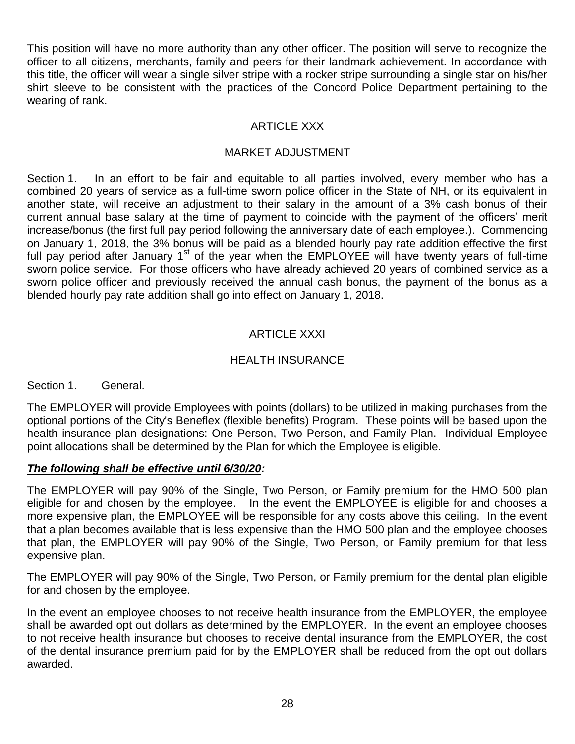This position will have no more authority than any other officer. The position will serve to recognize the officer to all citizens, merchants, family and peers for their landmark achievement. In accordance with this title, the officer will wear a single silver stripe with a rocker stripe surrounding a single star on his/her shirt sleeve to be consistent with the practices of the Concord Police Department pertaining to the wearing of rank.

## ARTICLE XXX

## MARKET ADJUSTMENT

Section 1. In an effort to be fair and equitable to all parties involved, every member who has a combined 20 years of service as a full-time sworn police officer in the State of NH, or its equivalent in another state, will receive an adjustment to their salary in the amount of a 3% cash bonus of their current annual base salary at the time of payment to coincide with the payment of the officers' merit increase/bonus (the first full pay period following the anniversary date of each employee.). Commencing on January 1, 2018, the 3% bonus will be paid as a blended hourly pay rate addition effective the first full pay period after January 1st of the year when the EMPLOYEE will have twenty years of full-time sworn police service. For those officers who have already achieved 20 years of combined service as a sworn police officer and previously received the annual cash bonus, the payment of the bonus as a blended hourly pay rate addition shall go into effect on January 1, 2018.

## ARTICLE XXXI

## HEALTH INSURANCE

Section 1. General.

The EMPLOYER will provide Employees with points (dollars) to be utilized in making purchases from the optional portions of the City's Beneflex (flexible benefits) Program. These points will be based upon the health insurance plan designations: One Person, Two Person, and Family Plan. Individual Employee point allocations shall be determined by the Plan for which the Employee is eligible.

***The following shall be effective until 6/30/20:***

The EMPLOYER will pay 90% of the Single, Two Person, or Family premium for the HMO 500 plan eligible for and chosen by the employee. In the event the EMPLOYEE is eligible for and chooses a more expensive plan, the EMPLOYEE will be responsible for any costs above this ceiling. In the event that a plan becomes available that is less expensive than the HMO 500 plan and the employee chooses that plan, the EMPLOYER will pay 90% of the Single, Two Person, or Family premium for that less expensive plan.

The EMPLOYER will pay 90% of the Single, Two Person, or Family premium for the dental plan eligible for and chosen by the employee.

In the event an employee chooses to not receive health insurance from the EMPLOYER, the employee shall be awarded opt out dollars as determined by the EMPLOYER. In the event an employee chooses to not receive health insurance but chooses to receive dental insurance from the EMPLOYER, the cost of the dental insurance premium paid for by the EMPLOYER shall be reduced from the opt out dollars awarded.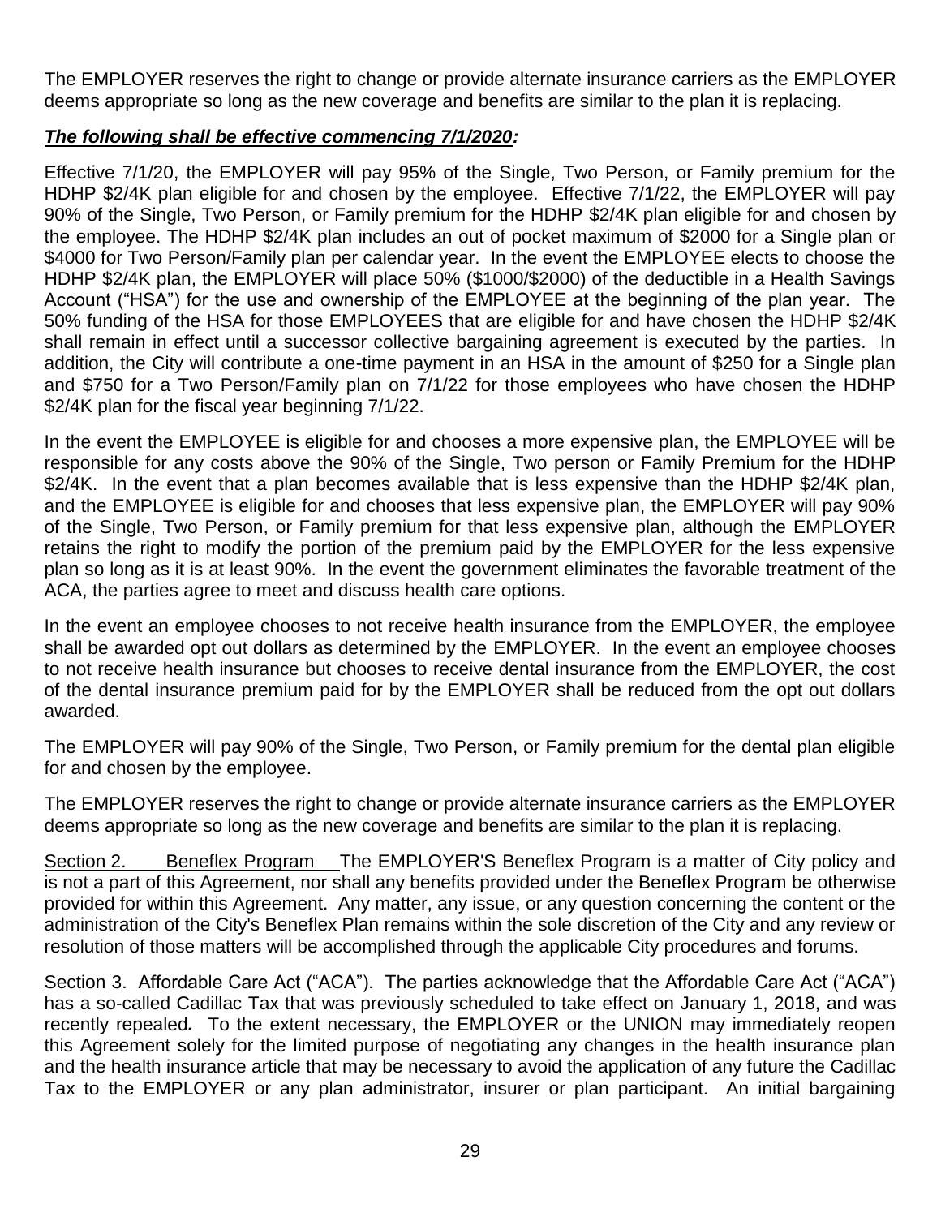The EMPLOYER reserves the right to change or provide alternate insurance carriers as the EMPLOYER deems appropriate so long as the new coverage and benefits are similar to the plan it is replacing.

***The following shall be effective commencing 7/1/2020:***

Effective 7/1/20, the EMPLOYER will pay 95% of the Single, Two Person, or Family premium for the HDHP $2/4K plan eligible for and chosen by the employee. Effective 7/1/22, the EMPLOYER will pay 90% of the Single, Two Person, or Family premium for the HDHP $2/4K plan eligible for and chosen by the employee. The HDHP $2/4K plan includes an out of pocket maximum of $2000 for a Single plan or $4000 for Two Person/Family plan per calendar year. In the event the EMPLOYEE elects to choose the HDHP $2/4K plan, the EMPLOYER will place 50% ($1000/$2000) of the deductible in a Health Savings Account ("HSA") for the use and ownership of the EMPLOYEE at the beginning of the plan year. The 50% funding of the HSA for those EMPLOYEES that are eligible for and have chosen the HDHP $2/4K shall remain in effect until a successor collective bargaining agreement is executed by the parties. In addition, the City will contribute a one-time payment in an HSA in the amount of $250 for a Single plan and $750 for a Two Person/Family plan on 7/1/22 for those employees who have chosen the HDHP $2/4K plan for the fiscal year beginning 7/1/22.

In the event the EMPLOYEE is eligible for and chooses a more expensive plan, the EMPLOYEE will be responsible for any costs above the 90% of the Single, Two person or Family Premium for the HDHP $2/4K. In the event that a plan becomes available that is less expensive than the HDHP $2/4K plan, and the EMPLOYEE is eligible for and chooses that less expensive plan, the EMPLOYER will pay 90% of the Single, Two Person, or Family premium for that less expensive plan, although the EMPLOYER retains the right to modify the portion of the premium paid by the EMPLOYER for the less expensive plan so long as it is at least 90%. In the event the government eliminates the favorable treatment of the ACA, the parties agree to meet and discuss health care options.

In the event an employee chooses to not receive health insurance from the EMPLOYER, the employee shall be awarded opt out dollars as determined by the EMPLOYER. In the event an employee chooses to not receive health insurance but chooses to receive dental insurance from the EMPLOYER, the cost of the dental insurance premium paid for by the EMPLOYER shall be reduced from the opt out dollars awarded.

The EMPLOYER will pay 90% of the Single, Two Person, or Family premium for the dental plan eligible for and chosen by the employee.

The EMPLOYER reserves the right to change or provide alternate insurance carriers as the EMPLOYER deems appropriate so long as the new coverage and benefits are similar to the plan it is replacing.

Section 2. Beneflex Program The EMPLOYER'S Beneflex Program is a matter of City policy and is not a part of this Agreement, nor shall any benefits provided under the Beneflex Program be otherwise provided for within this Agreement. Any matter, any issue, or any question concerning the content or the administration of the City's Beneflex Plan remains within the sole discretion of the City and any review or resolution of those matters will be accomplished through the applicable City procedures and forums.

Section 3. Affordable Care Act ("ACA"). The parties acknowledge that the Affordable Care Act ("ACA") has a so-called Cadillac Tax that was previously scheduled to take effect on January 1, 2018, and was recently repealed. To the extent necessary, the EMPLOYER or the UNION may immediately reopen this Agreement solely for the limited purpose of negotiating any changes in the health insurance plan and the health insurance article that may be necessary to avoid the application of any future the Cadillac Tax to the EMPLOYER or any plan administrator, insurer or plan participant. An initial bargaining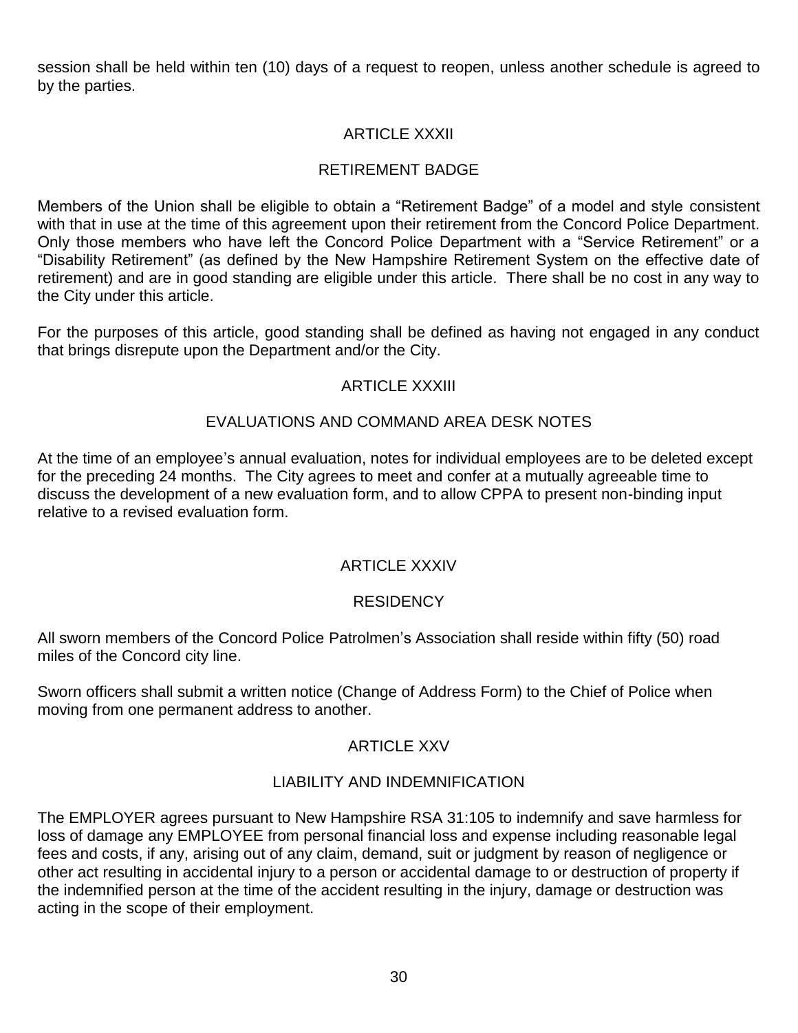session shall be held within ten (10) days of a request to reopen, unless another schedule is agreed to by the parties.

## ARTICLE XXXII

## RETIREMENT BADGE

Members of the Union shall be eligible to obtain a "Retirement Badge" of a model and style consistent with that in use at the time of this agreement upon their retirement from the Concord Police Department. Only those members who have left the Concord Police Department with a "Service Retirement" or a "Disability Retirement" (as defined by the New Hampshire Retirement System on the effective date of retirement) and are in good standing are eligible under this article. There shall be no cost in any way to the City under this article.

For the purposes of this article, good standing shall be defined as having not engaged in any conduct that brings disrepute upon the Department and/or the City.

## ARTICLE XXXIII

## EVALUATIONS AND COMMAND AREA DESK NOTES

At the time of an employee's annual evaluation, notes for individual employees are to be deleted except for the preceding 24 months. The City agrees to meet and confer at a mutually agreeable time to discuss the development of a new evaluation form, and to allow CPPA to present non-binding input relative to a revised evaluation form.

## ARTICLE XXXIV

## RESIDENCY

All sworn members of the Concord Police Patrolmen's Association shall reside within fifty (50) road miles of the Concord city line.

Sworn officers shall submit a written notice (Change of Address Form) to the Chief of Police when moving from one permanent address to another.

## ARTICLE XXV

## LIABILITY AND INDEMNIFICATION

The EMPLOYER agrees pursuant to New Hampshire RSA 31:105 to indemnify and save harmless for loss of damage any EMPLOYEE from personal financial loss and expense including reasonable legal fees and costs, if any, arising out of any claim, demand, suit or judgment by reason of negligence or other act resulting in accidental injury to a person or accidental damage to or destruction of property if the indemnified person at the time of the accident resulting in the injury, damage or destruction was acting in the scope of their employment.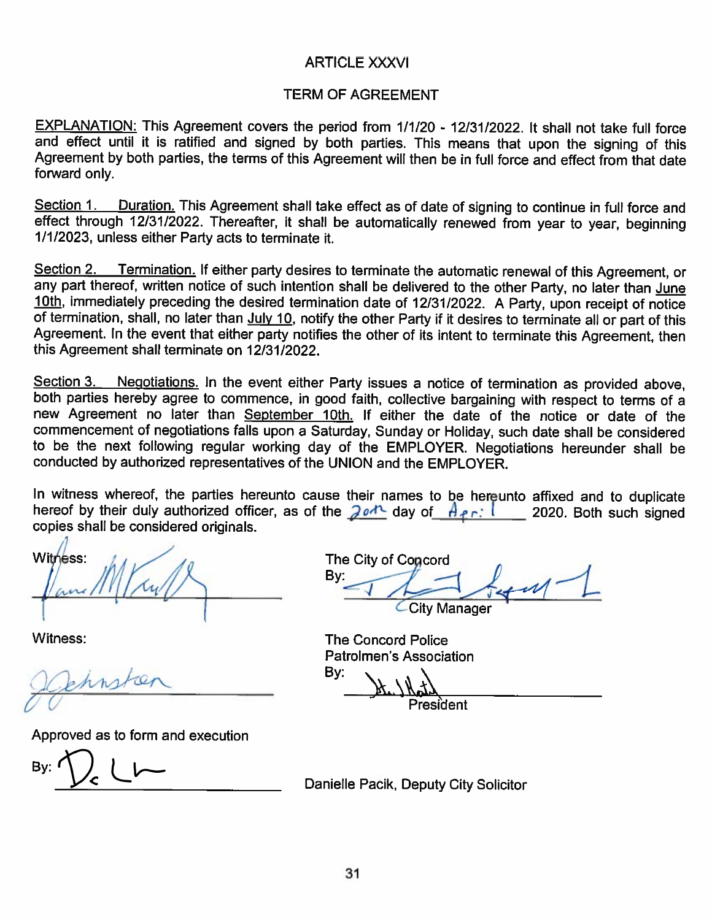# ARTICLE XXXVI

## TERM OF AGREEMENT

EXPLANATION: This Agreement covers the period from 1/1/20 - 12/31/2022. It shall not take full force and effect until it is ratified and signed by both parties. This means that upon the signing of this Agreement by both parties, the terms of this Agreement will then be in full force and effect from that date forward only.

Section 1. Duration. This Agreement shall take effect as of date of signing to continue in full force and effect through 12/31/2022. Thereafter, it shall be automatically renewed from year to year, beginning 1/1/2023, unless either Party acts to terminate it.

Section 2. Termination. If either party desires to terminate the automatic renewal of this Agreement, or any part thereof, written notice of such intention shall be delivered to the other Party, no later than June 10th, immediately preceding the desired termination date of 12/31/2022. A Party, upon receipt of notice of termination, shall, no later than July 10, notify the other Party if it desires to terminate all or part of this Agreement. In the event that either party notifies the other of its intent to terminate this Agreement, then this Agreement shall terminate on 12/31/2022.

Section 3. Negotiations. In the event either Party issues a notice of termination as provided above, both parties hereby agree to commence, in good faith, collective bargaining with respect to terms of a new Agreement no later than September 10th. If either the date of the notice or date of the commencement of negotiations falls upon a Saturday, Sunday or Holiday, such date shall be considered to be the next following regular working day of the EMPLOYER. Negotiations hereunder shall be conducted by authorized representatives of the UNION and the EMPLOYER.

In witness whereof, the parties hereunto cause their names to be hereunto affixed and to duplicate hereof by their duly authorized officer, as of the 20th day of April 2020. Both such signed copies shall be considered originals.

Witness:

The City of Concord
By: ______________________
City Manager

Witness:

The Concord Police
Patrolmen's Association
By: ______________________
President

Approved as to form and execution

By: ______________________ Danielle Pacik, Deputy City Solicitor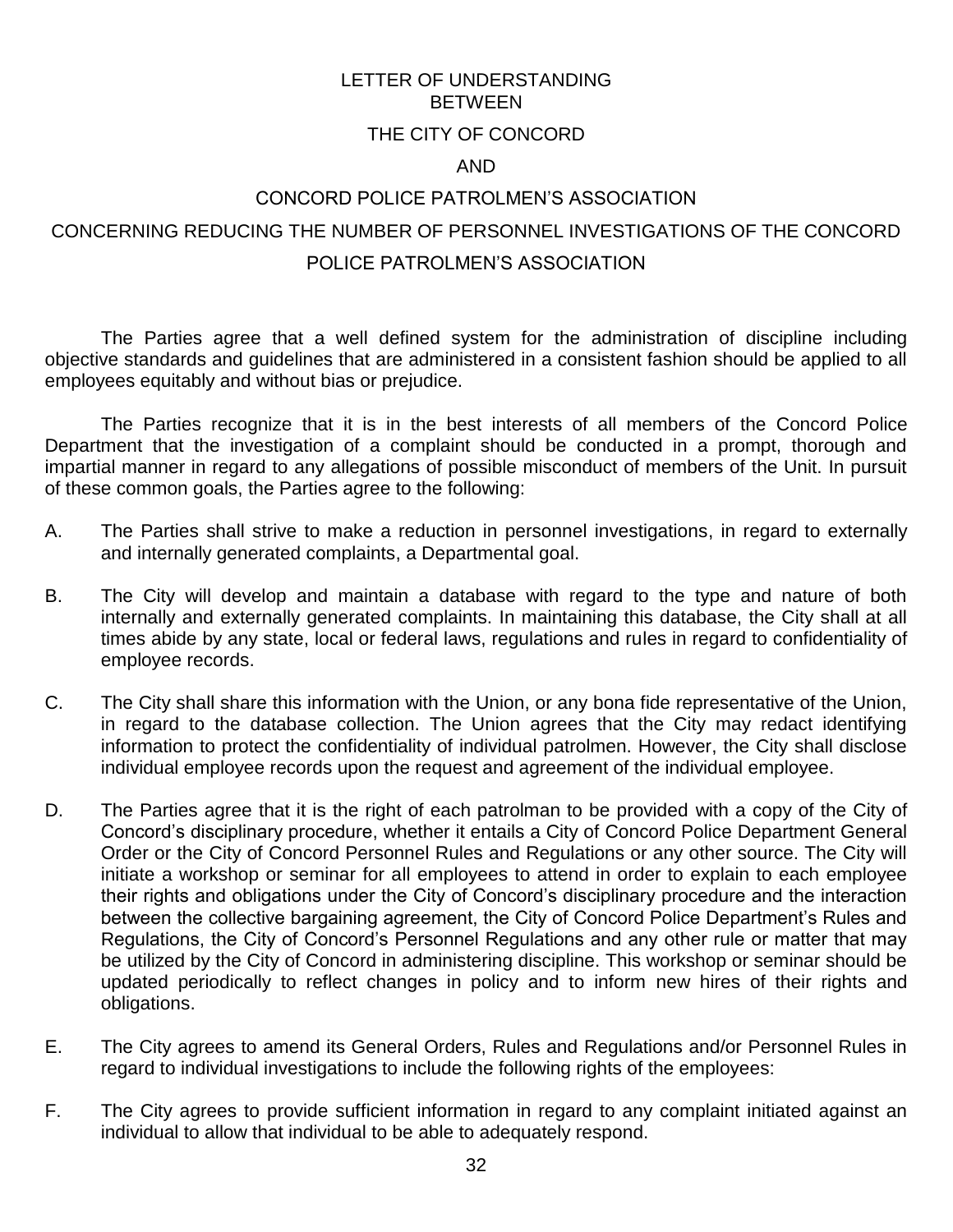# LETTER OF UNDERSTANDING BETWEEN THE CITY OF CONCORD AND CONCORD POLICE PATROLMEN'S ASSOCIATION

## CONCERNING REDUCING THE NUMBER OF PERSONNEL INVESTIGATIONS OF THE CONCORD POLICE PATROLMEN'S ASSOCIATION

The Parties agree that a well defined system for the administration of discipline including objective standards and guidelines that are administered in a consistent fashion should be applied to all employees equitably and without bias or prejudice.

The Parties recognize that it is in the best interests of all members of the Concord Police Department that the investigation of a complaint should be conducted in a prompt, thorough and impartial manner in regard to any allegations of possible misconduct of members of the Unit. In pursuit of these common goals, the Parties agree to the following:

A. The Parties shall strive to make a reduction in personnel investigations, in regard to externally and internally generated complaints, a Departmental goal.

B. The City will develop and maintain a database with regard to the type and nature of both internally and externally generated complaints. In maintaining this database, the City shall at all times abide by any state, local or federal laws, regulations and rules in regard to confidentiality of employee records.

C. The City shall share this information with the Union, or any bona fide representative of the Union, in regard to the database collection. The Union agrees that the City may redact identifying information to protect the confidentiality of individual patrolmen. However, the City shall disclose individual employee records upon the request and agreement of the individual employee.

D. The Parties agree that it is the right of each patrolman to be provided with a copy of the City of Concord's disciplinary procedure, whether it entails a City of Concord Police Department General Order or the City of Concord Personnel Rules and Regulations or any other source. The City will initiate a workshop or seminar for all employees to attend in order to explain to each employee their rights and obligations under the City of Concord's disciplinary procedure and the interaction between the collective bargaining agreement, the City of Concord Police Department's Rules and Regulations, the City of Concord's Personnel Regulations and any other rule or matter that may be utilized by the City of Concord in administering discipline. This workshop or seminar should be updated periodically to reflect changes in policy and to inform new hires of their rights and obligations.

E. The City agrees to amend its General Orders, Rules and Regulations and/or Personnel Rules in regard to individual investigations to include the following rights of the employees:

F. The City agrees to provide sufficient information in regard to any complaint initiated against an individual to allow that individual to be able to adequately respond.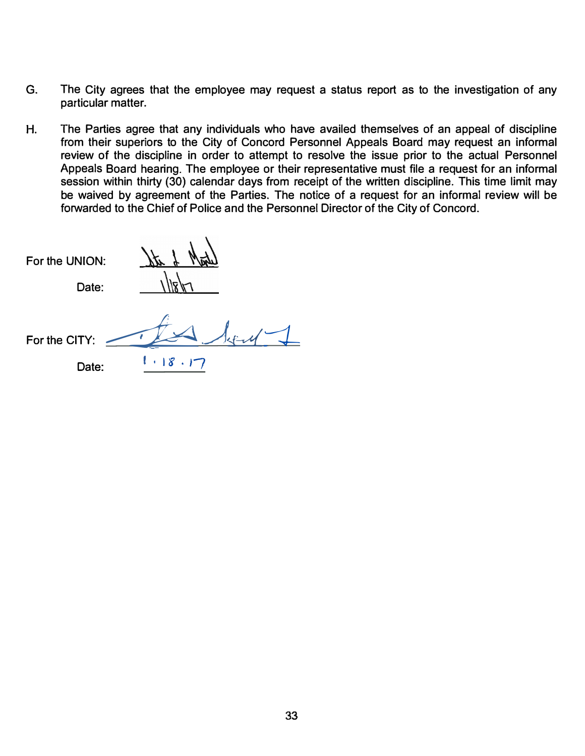G. The City agrees that the employee may request a status report as to the investigation of any particular matter.

H. The Parties agree that any individuals who have availed themselves of an appeal of discipline from their superiors to the City of Concord Personnel Appeals Board may request an informal review of the discipline in order to attempt to resolve the issue prior to the actual Personnel Appeals Board hearing. The employee or their representative must file a request for an informal session within thirty (30) calendar days from receipt of the written discipline. This time limit may be waived by agreement of the Parties. The notice of a request for an informal review will be forwarded to the Chief of Police and the Personnel Director of the City of Concord.

For the UNION: ____________

Date: 1/18/17

For the CITY: ____________

Date: 1.18.17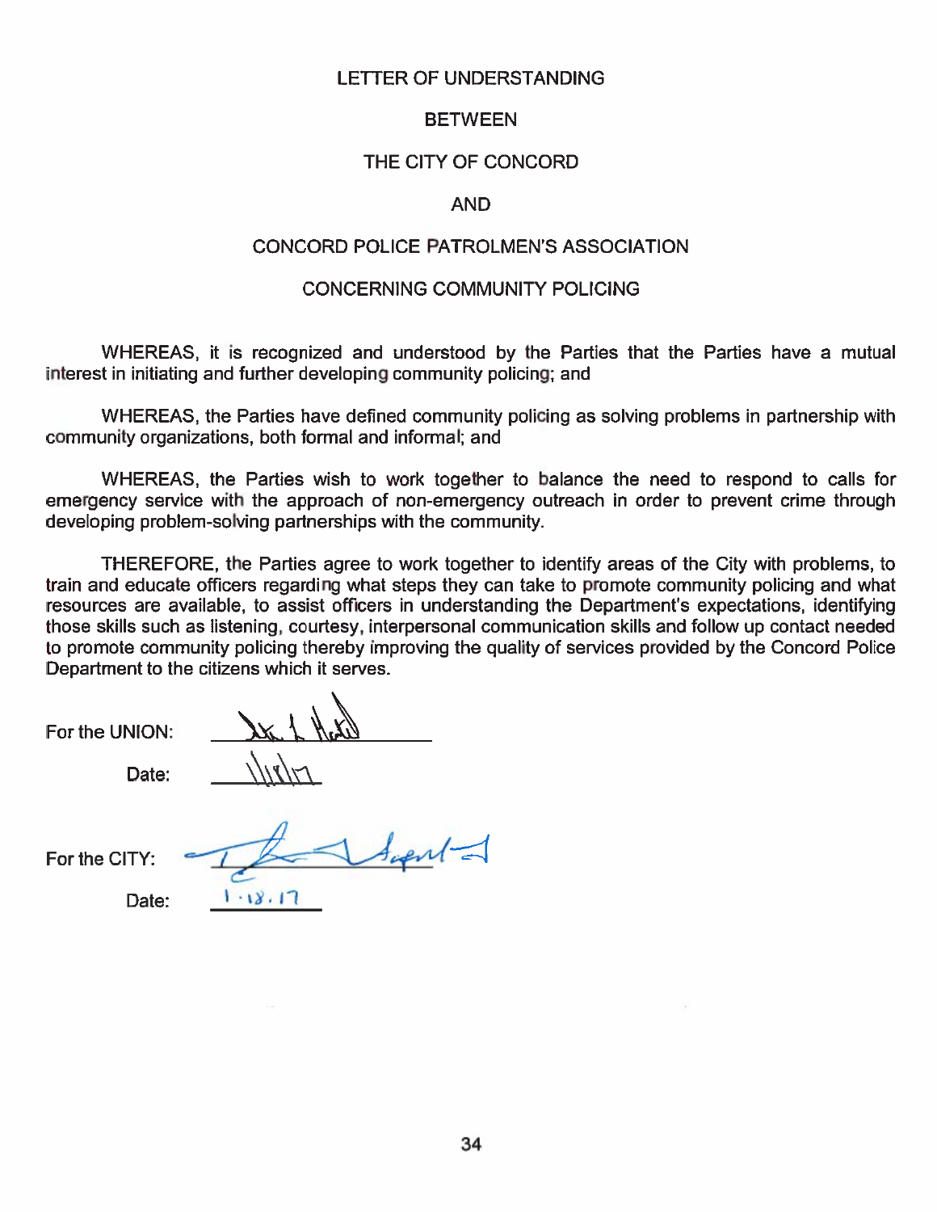# LETTER OF UNDERSTANDING

## BETWEEN

## THE CITY OF CONCORD

## AND

## CONCORD POLICE PATROLMEN'S ASSOCIATION

## CONCERNING COMMUNITY POLICING

WHEREAS, it is recognized and understood by the Parties that the Parties have a mutual interest in initiating and further developing community policing; and

WHEREAS, the Parties have defined community policing as solving problems in partnership with community organizations, both formal and informal; and

WHEREAS, the Parties wish to work together to balance the need to respond to calls for emergency service with the approach of non-emergency outreach in order to prevent crime through developing problem-solving partnerships with the community.

THEREFORE, the Parties agree to work together to identify areas of the City with problems, to train and educate officers regarding what steps they can take to promote community policing and what resources are available, to assist officers in understanding the Department's expectations, identifying those skills such as listening, courtesy, interpersonal communication skills and follow up contact needed to promote community policing thereby improving the quality of services provided by the Concord Police Department to the citizens which it serves.

For the UNION: ____________________

Date: 1/18/17

For the CITY: ____________________

Date: 1.18.17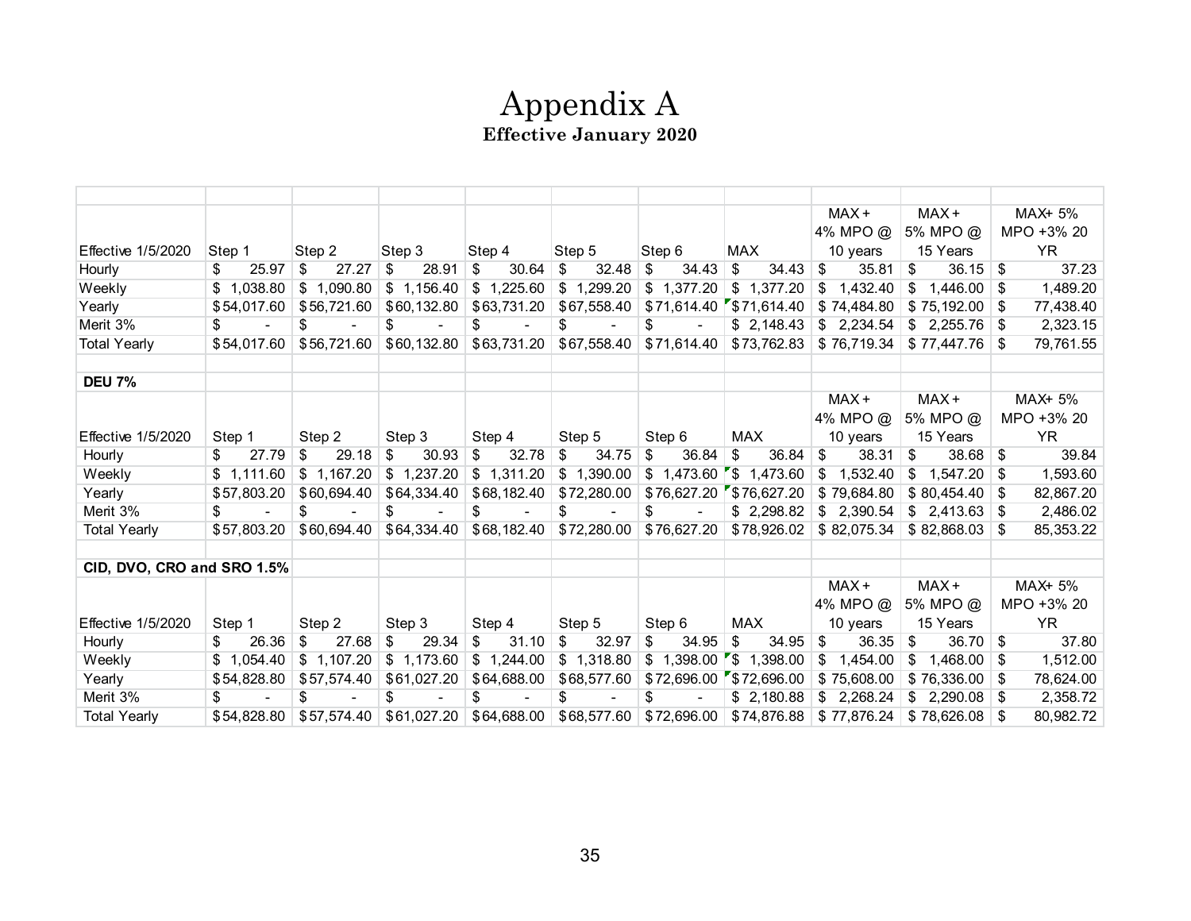# Appendix A

**Effective January 2020**

| Effective 1/5/2020 | Step 1 | Step 2 | Step 3 | Step 4 | Step 5 | Step 6 | MAX | MAX + 4% MPO @ 10 years | MAX + 5% MPO @ 15 Years | MAX+ 5% MPO +3% 20 YR |
|---|---|---|---|---|---|---|---|---|---|---|
| Hourly | $ 25.97 | $ 27.27 | $ 28.91 | $ 30.64 | $ 32.48 | $ 34.43 | $ 34.43 | $ 35.81 | $ 36.15 | $ 37.23 |
| Weekly | $ 1,038.80 | $ 1,090.80 | $ 1,156.40 | $ 1,225.60 | $ 1,299.20 | $ 1,377.20 | $ 1,377.20 | $ 1,432.40 | $ 1,446.00 | $ 1,489.20 |
| Yearly | $54,017.60 | $56,721.60 | $60,132.80 | $63,731.20 | $67,558.40 | $71,614.40 | $71,614.40 | $ 74,484.80 | $ 75,192.00 | $ 77,438.40 |
| Merit 3% | $ - | $ - | $ - | $ - | $ - | $ - | $ 2,148.43 | $ 2,234.54 | $ 2,255.76 | $ 2,323.15 |
| Total Yearly | $54,017.60 | $56,721.60 | $60,132.80 | $63,731.20 | $67,558.40 | $71,614.40 | $73,762.83 | $ 76,719.34 | $ 77,447.76 | $ 79,761.55 |
| | | | | | | | | | | |
| **DEU 7%** | | | | | | | | | | |
| Effective 1/5/2020 | Step 1 | Step 2 | Step 3 | Step 4 | Step 5 | Step 6 | MAX | MAX + 4% MPO @ 10 years | MAX + 5% MPO @ 15 Years | MAX+ 5% MPO +3% 20 YR |
| Hourly | $ 27.79 | $ 29.18 | $ 30.93 | $ 32.78 | $ 34.75 | $ 36.84 | $ 36.84 | $ 38.31 | $ 38.68 | $ 39.84 |
| Weekly | $ 1,111.60 | $ 1,167.20 | $ 1,237.20 | $ 1,311.20 | $ 1,390.00 | $ 1,473.60 | $ 1,473.60 | $ 1,532.40 | $ 1,547.20 | $ 1,593.60 |
| Yearly | $57,803.20 | $60,694.40 | $64,334.40 | $68,182.40 | $72,280.00 | $76,627.20 | $76,627.20 | $ 79,684.80 | $ 80,454.40 | $ 82,867.20 |
| Merit 3% | $ - | $ - | $ - | $ - | $ - | $ - | $ 2,298.82 | $ 2,390.54 | $ 2,413.63 | $ 2,486.02 |
| Total Yearly | $57,803.20 | $60,694.40 | $64,334.40 | $68,182.40 | $72,280.00 | $76,627.20 | $78,926.02 | $ 82,075.34 | $ 82,868.03 | $ 85,353.22 |
| | | | | | | | | | | |
| **CID, DVO, CRO and SRO 1.5%** | | | | | | | | | | |
| Effective 1/5/2020 | Step 1 | Step 2 | Step 3 | Step 4 | Step 5 | Step 6 | MAX | MAX + 4% MPO @ 10 years | MAX + 5% MPO @ 15 Years | MAX+ 5% MPO +3% 20 YR |
| Hourly | $ 26.36 | $ 27.68 | $ 29.34 | $ 31.10 | $ 32.97 | $ 34.95 | $ 34.95 | $ 36.35 | $ 36.70 | $ 37.80 |
| Weekly | $ 1,054.40 | $ 1,107.20 | $ 1,173.60 | $ 1,244.00 | $ 1,318.80 | $ 1,398.00 | $ 1,398.00 | $ 1,454.00 | $ 1,468.00 | $ 1,512.00 |
| Yearly | $54,828.80 | $57,574.40 | $61,027.20 | $64,688.00 | $68,577.60 | $72,696.00 | $72,696.00 | $ 75,608.00 | $ 76,336.00 | $ 78,624.00 |
| Merit 3% | $ - | $ - | $ - | $ - | $ - | $ - | $ 2,180.88 | $ 2,268.24 | $ 2,290.08 | $ 2,358.72 |
| Total Yearly | $54,828.80 | $57,574.40 | $61,027.20 | $64,688.00 | $68,577.60 | $72,696.00 | $74,876.88 | $ 77,876.24 | $ 78,626.08 | $ 80,982.72 |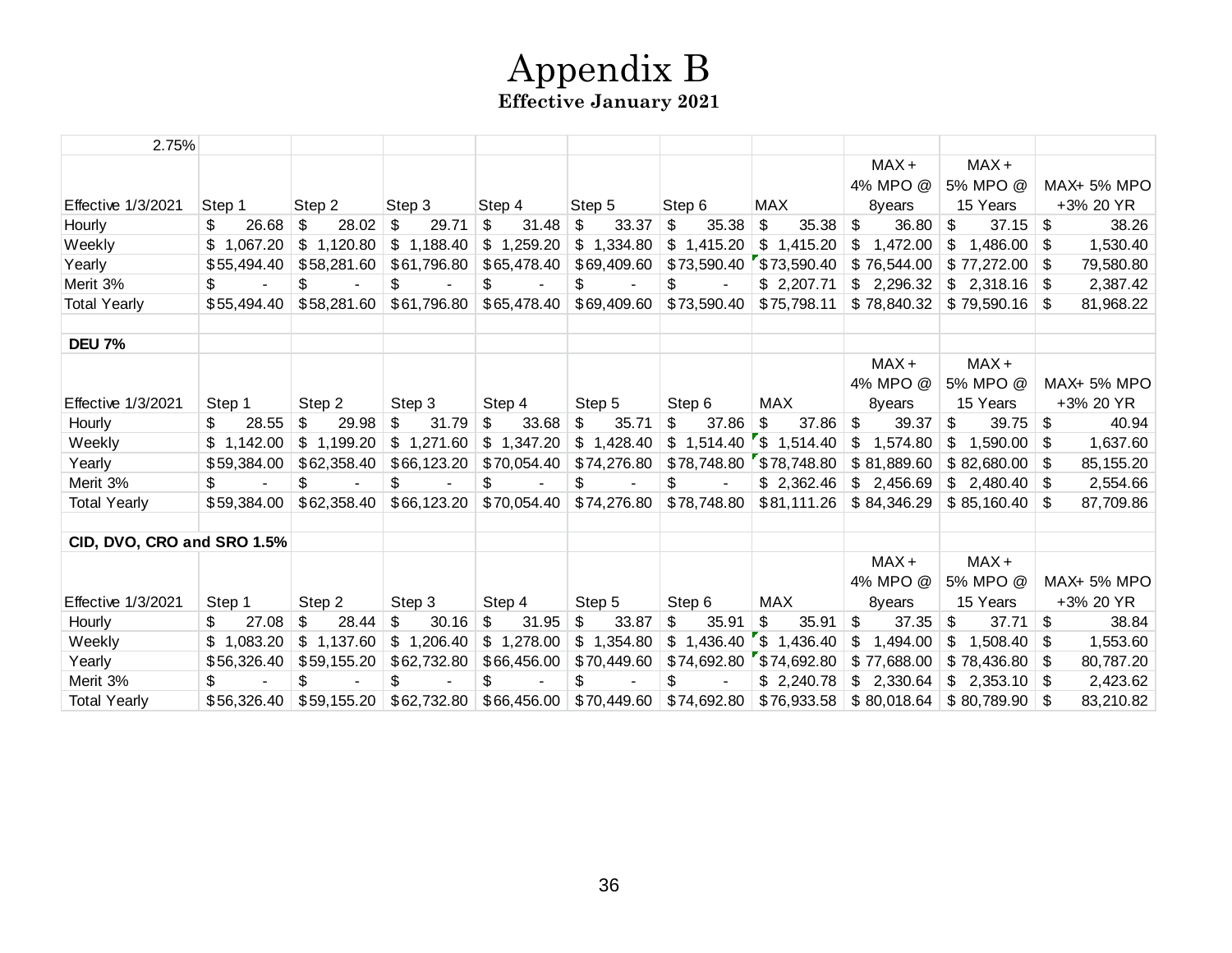# Appendix B

**Effective January 2021**

| 2.75% | | | | | | | | | | |
|---|---|---|---|---|---|---|---|---|---|---|
| Effective 1/3/2021 | Step 1 | Step 2 | Step 3 | Step 4 | Step 5 | Step 6 | MAX | MAX + 4% MPO @ 8years | MAX + 5% MPO @ 15 Years | MAX+ 5% MPO +3% 20 YR |
| Hourly | $ 26.68 | $ 28.02 | $ 29.71 | $ 31.48 | $ 33.37 | $ 35.38 | $ 35.38 | $ 36.80 | $ 37.15 | $ 38.26 |
| Weekly | $ 1,067.20 | $ 1,120.80 | $ 1,188.40 | $ 1,259.20 | $ 1,334.80 | $ 1,415.20 | $ 1,415.20 | $ 1,472.00 | $ 1,486.00 | $ 1,530.40 |
| Yearly | $55,494.40 | $58,281.60 | $61,796.80 | $65,478.40 | $69,409.60 | $73,590.40 | $73,590.40 | $ 76,544.00 | $ 77,272.00 | $ 79,580.80 |
| Merit 3% | $ - | $ - | $ - | $ - | $ - | $ - | $ 2,207.71 | $ 2,296.32 | $ 2,318.16 | $ 2,387.42 |
| Total Yearly | $55,494.40 | $58,281.60 | $61,796.80 | $65,478.40 | $69,409.60 | $73,590.40 | $75,798.11 | $ 78,840.32 | $ 79,590.16 | $ 81,968.22 |

| **DEU 7%** | | | | | | | | | | |
|---|---|---|---|---|---|---|---|---|---|---|
| Effective 1/3/2021 | Step 1 | Step 2 | Step 3 | Step 4 | Step 5 | Step 6 | MAX | MAX + 4% MPO @ 8years | MAX + 5% MPO @ 15 Years | MAX+ 5% MPO +3% 20 YR |
| Hourly | $ 28.55 | $ 29.98 | $ 31.79 | $ 33.68 | $ 35.71 | $ 37.86 | $ 37.86 | $ 39.37 | $ 39.75 | $ 40.94 |
| Weekly | $ 1,142.00 | $ 1,199.20 | $ 1,271.60 | $ 1,347.20 | $ 1,428.40 | $ 1,514.40 | $ 1,514.40 | $ 1,574.80 | $ 1,590.00 | $ 1,637.60 |
| Yearly | $59,384.00 | $62,358.40 | $66,123.20 | $70,054.40 | $74,276.80 | $78,748.80 | $78,748.80 | $ 81,889.60 | $ 82,680.00 | $ 85,155.20 |
| Merit 3% | $ - | $ - | $ - | $ - | $ - | $ - | $ 2,362.46 | $ 2,456.69 | $ 2,480.40 | $ 2,554.66 |
| Total Yearly | $59,384.00 | $62,358.40 | $66,123.20 | $70,054.40 | $74,276.80 | $78,748.80 | $81,111.26 | $ 84,346.29 | $ 85,160.40 | $ 87,709.86 |

| **CID, DVO, CRO and SRO 1.5%** | | | | | | | | | | |
|---|---|---|---|---|---|---|---|---|---|---|
| Effective 1/3/2021 | Step 1 | Step 2 | Step 3 | Step 4 | Step 5 | Step 6 | MAX | MAX + 4% MPO @ 8years | MAX + 5% MPO @ 15 Years | MAX+ 5% MPO +3% 20 YR |
| Hourly | $ 27.08 | $ 28.44 | $ 30.16 | $ 31.95 | $ 33.87 | $ 35.91 | $ 35.91 | $ 37.35 | $ 37.71 | $ 38.84 |
| Weekly | $ 1,083.20 | $ 1,137.60 | $ 1,206.40 | $ 1,278.00 | $ 1,354.80 | $ 1,436.40 | $ 1,436.40 | $ 1,494.00 | $ 1,508.40 | $ 1,553.60 |
| Yearly | $56,326.40 | $59,155.20 | $62,732.80 | $66,456.00 | $70,449.60 | $74,692.80 | $74,692.80 | $ 77,688.00 | $ 78,436.80 | $ 80,787.20 |
| Merit 3% | $ - | $ - | $ - | $ - | $ - | $ - | $ 2,240.78 | $ 2,330.64 | $ 2,353.10 | $ 2,423.62 |
| Total Yearly | $56,326.40 | $59,155.20 | $62,732.80 | $66,456.00 | $70,449.60 | $74,692.80 | $76,933.58 | $ 80,018.64 | $ 80,789.90 | $ 83,210.82 |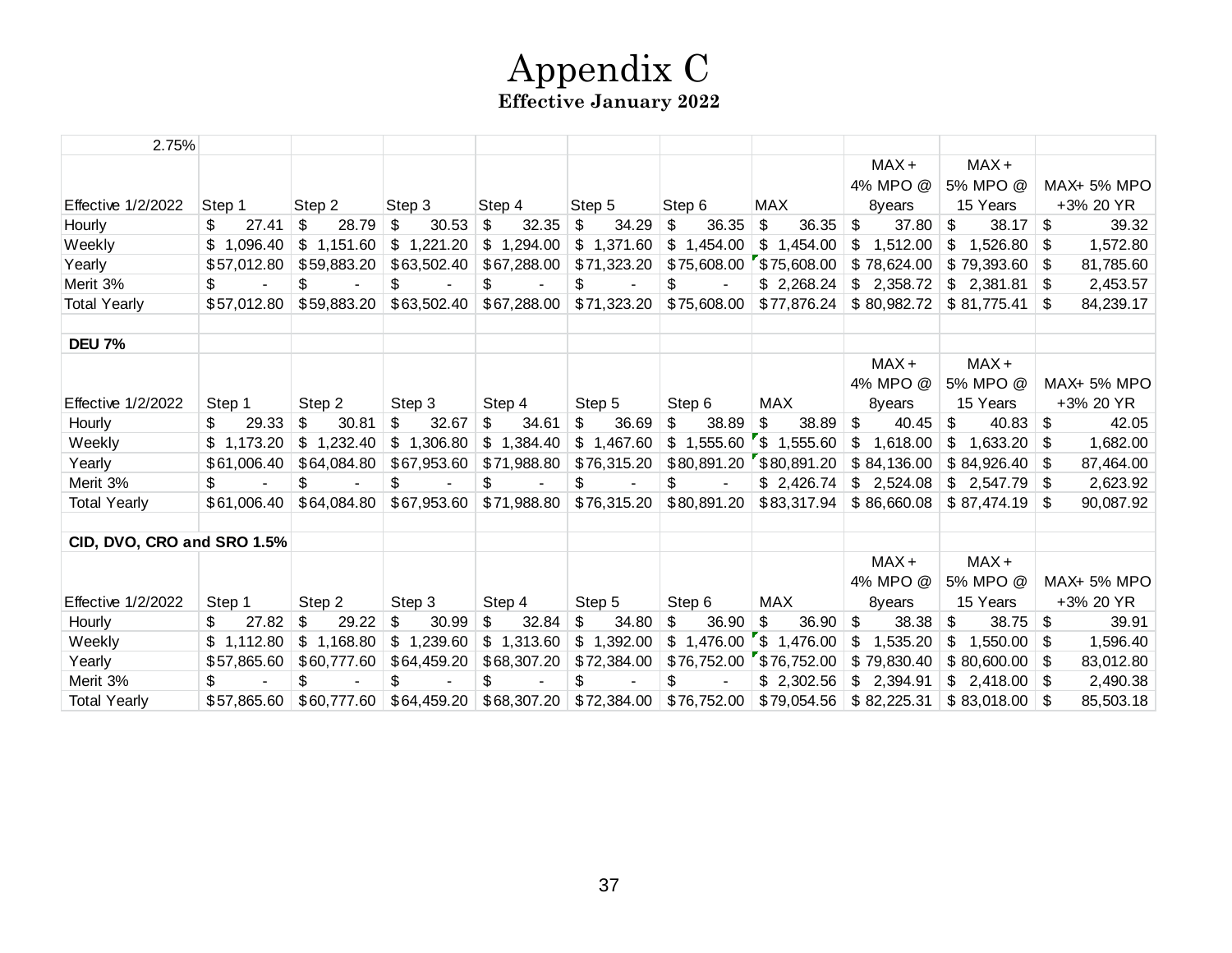# Appendix C

**Effective January 2022**

| 2.75% | | | | | | | | | | |
|---|---|---|---|---|---|---|---|---|---|---|
| Effective 1/2/2022 | Step 1 | Step 2 | Step 3 | Step 4 | Step 5 | Step 6 | MAX | MAX + 4% MPO @ 8years | MAX + 5% MPO @ 15 Years | MAX+ 5% MPO +3% 20 YR |
| Hourly | $ 27.41 | $ 28.79 | $ 30.53 | $ 32.35 | $ 34.29 | $ 36.35 | $ 36.35 | $ 37.80 | $ 38.17 | $ 39.32 |
| Weekly | $ 1,096.40 | $ 1,151.60 | $ 1,221.20 | $ 1,294.00 | $ 1,371.60 | $ 1,454.00 | $ 1,454.00 | $ 1,512.00 | $ 1,526.80 | $ 1,572.80 |
| Yearly | $57,012.80 | $59,883.20 | $63,502.40 | $67,288.00 | $71,323.20 | $75,608.00 | $75,608.00 | $ 78,624.00 | $ 79,393.60 | $ 81,785.60 |
| Merit 3% | $ - | $ - | $ - | $ - | $ - | $ - | $ 2,268.24 | $ 2,358.72 | $ 2,381.81 | $ 2,453.57 |
| Total Yearly | $57,012.80 | $59,883.20 | $63,502.40 | $67,288.00 | $71,323.20 | $75,608.00 | $77,876.24 | $ 80,982.72 | $ 81,775.41 | $ 84,239.17 |
| | | | | | | | | | | |
| **DEU 7%** | | | | | | | | | | |
| Effective 1/2/2022 | Step 1 | Step 2 | Step 3 | Step 4 | Step 5 | Step 6 | MAX | MAX + 4% MPO @ 8years | MAX + 5% MPO @ 15 Years | MAX+ 5% MPO +3% 20 YR |
| Hourly | $ 29.33 | $ 30.81 | $ 32.67 | $ 34.61 | $ 36.69 | $ 38.89 | $ 38.89 | $ 40.45 | $ 40.83 | $ 42.05 |
| Weekly | $ 1,173.20 | $ 1,232.40 | $ 1,306.80 | $ 1,384.40 | $ 1,467.60 | $ 1,555.60 | $ 1,555.60 | $ 1,618.00 | $ 1,633.20 | $ 1,682.00 |
| Yearly | $61,006.40 | $64,084.80 | $67,953.60 | $71,988.80 | $76,315.20 | $80,891.20 | $80,891.20 | $ 84,136.00 | $ 84,926.40 | $ 87,464.00 |
| Merit 3% | $ - | $ - | $ - | $ - | $ - | $ - | $ 2,426.74 | $ 2,524.08 | $ 2,547.79 | $ 2,623.92 |
| Total Yearly | $61,006.40 | $64,084.80 | $67,953.60 | $71,988.80 | $76,315.20 | $80,891.20 | $83,317.94 | $ 86,660.08 | $ 87,474.19 | $ 90,087.92 |
| | | | | | | | | | | |
| **CID, DVO, CRO and SRO 1.5%** | | | | | | | | | | |
| Effective 1/2/2022 | Step 1 | Step 2 | Step 3 | Step 4 | Step 5 | Step 6 | MAX | MAX + 4% MPO @ 8years | MAX + 5% MPO @ 15 Years | MAX+ 5% MPO +3% 20 YR |
| Hourly | $ 27.82 | $ 29.22 | $ 30.99 | $ 32.84 | $ 34.80 | $ 36.90 | $ 36.90 | $ 38.38 | $ 38.75 | $ 39.91 |
| Weekly | $ 1,112.80 | $ 1,168.80 | $ 1,239.60 | $ 1,313.60 | $ 1,392.00 | $ 1,476.00 | $ 1,476.00 | $ 1,535.20 | $ 1,550.00 | $ 1,596.40 |
| Yearly | $57,865.60 | $60,777.60 | $64,459.20 | $68,307.20 | $72,384.00 | $76,752.00 | $76,752.00 | $ 79,830.40 | $ 80,600.00 | $ 83,012.80 |
| Merit 3% | $ - | $ - | $ - | $ - | $ - | $ - | $ 2,302.56 | $ 2,394.91 | $ 2,418.00 | $ 2,490.38 |
| Total Yearly | $57,865.60 | $60,777.60 | $64,459.20 | $68,307.20 | $72,384.00 | $76,752.00 | $79,054.56 | $ 82,225.31 | $ 83,018.00 | $ 85,503.18 |